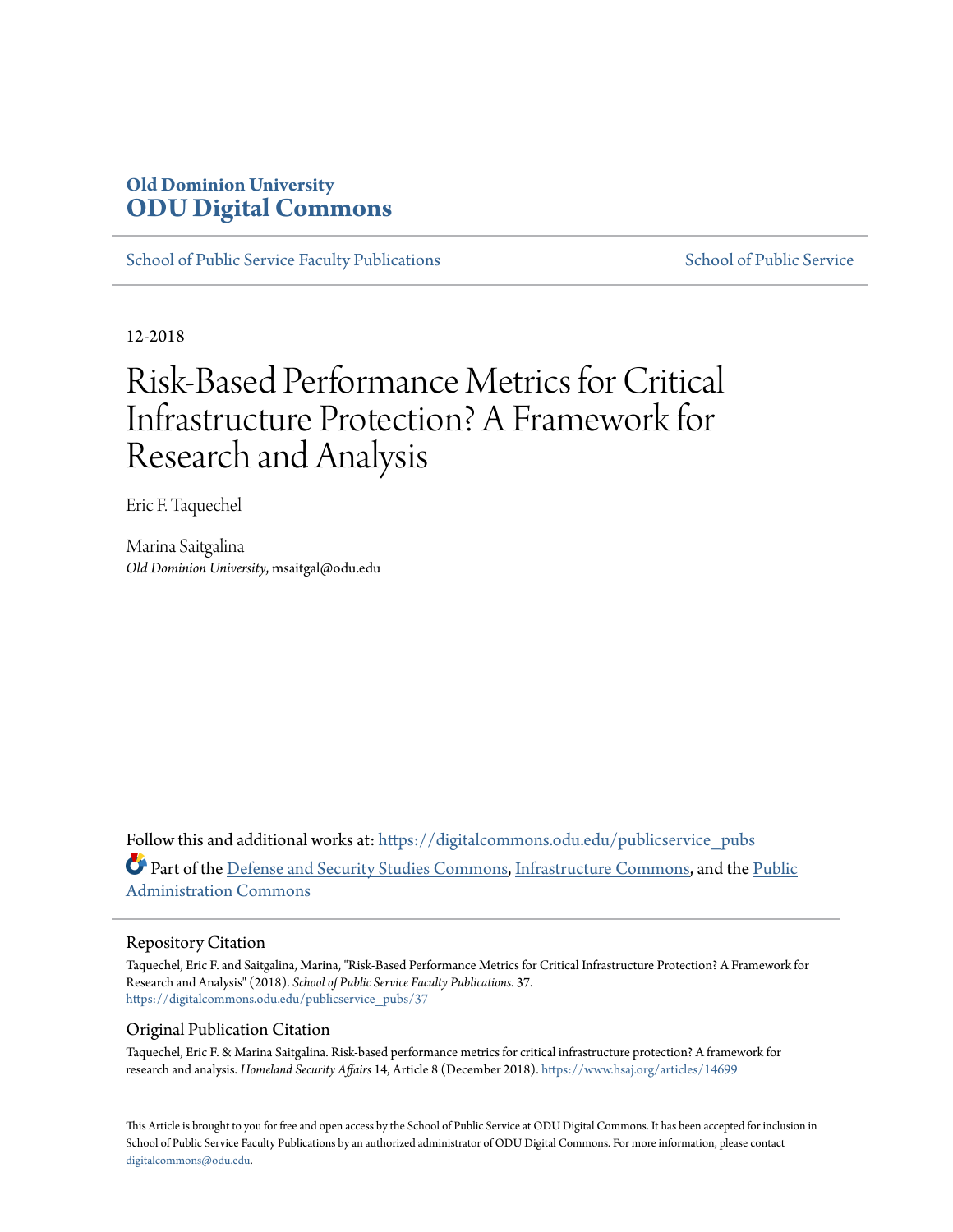**Old Dominion University**
**ODU Digital Commons**

School of Public Service Faculty Publications | School of Public Service

12-2018

# Risk-Based Performance Metrics for Critical Infrastructure Protection? A Framework for Research and Analysis

Eric F. Taquechel

Marina Saitgalina
*Old Dominion University*, msaitgal@odu.edu

Follow this and additional works at: https://digitalcommons.odu.edu/publicservice_pubs

Part of the Defense and Security Studies Commons, Infrastructure Commons, and the Public Administration Commons

## Repository Citation

Taquechel, Eric F. and Saitgalina, Marina, "Risk-Based Performance Metrics for Critical Infrastructure Protection? A Framework for Research and Analysis" (2018). *School of Public Service Faculty Publications*. 37.
https://digitalcommons.odu.edu/publicservice_pubs/37

## Original Publication Citation

Taquechel, Eric F. & Marina Saitgalina. Risk-based performance metrics for critical infrastructure protection? A framework for research and analysis. *Homeland Security Affairs* 14, Article 8 (December 2018). https://www.hsaj.org/articles/14699

This Article is brought to you for free and open access by the School of Public Service at ODU Digital Commons. It has been accepted for inclusion in School of Public Service Faculty Publications by an authorized administrator of ODU Digital Commons. For more information, please contact digitalcommons@odu.edu.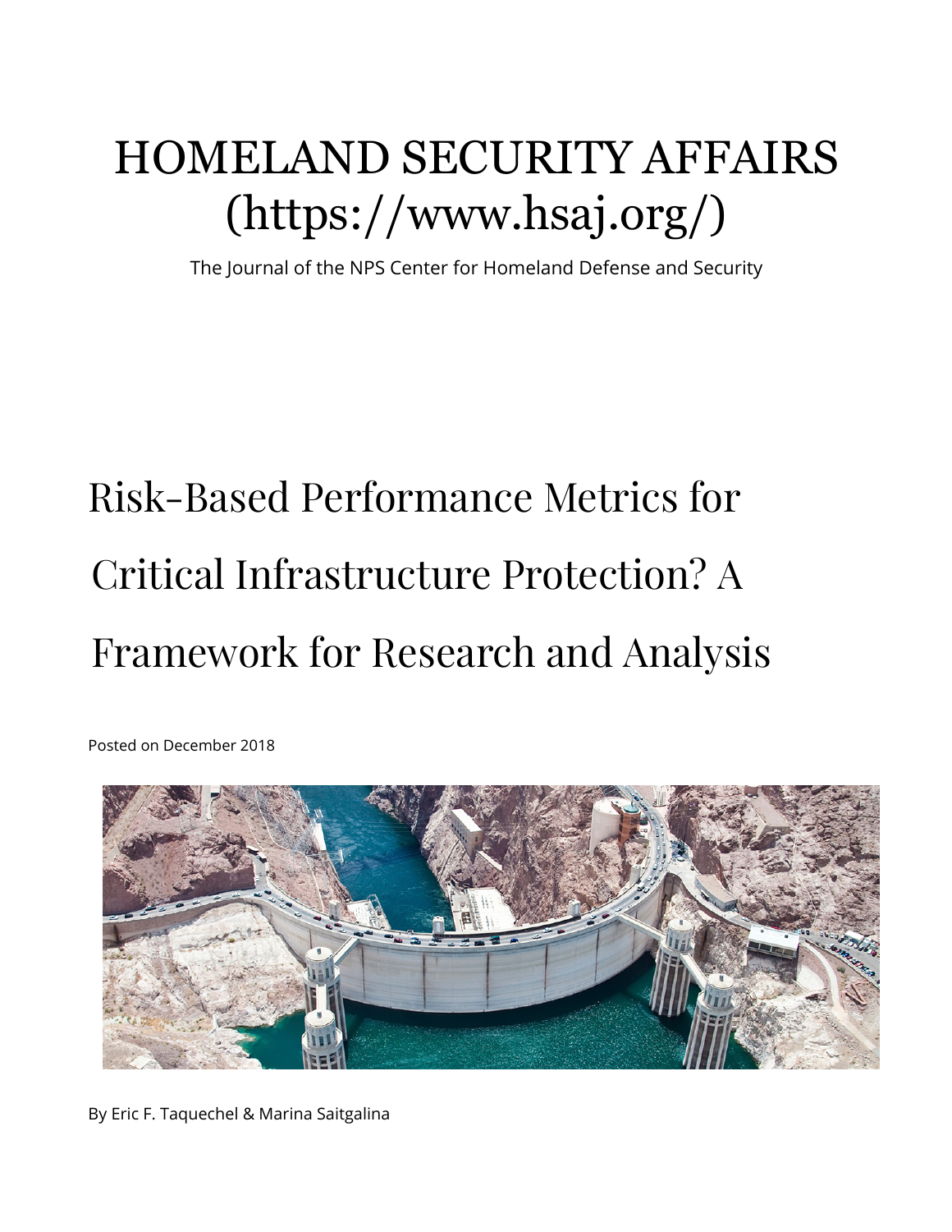# HOMELAND SECURITY AFFAIRS (https://www.hsaj.org/)

The Journal of the NPS Center for Homeland Defense and Security

# Risk-Based Performance Metrics for Critical Infrastructure Protection? A Framework for Research and Analysis

Posted on December 2018

By Eric F. Taquechel & Marina Saitgalina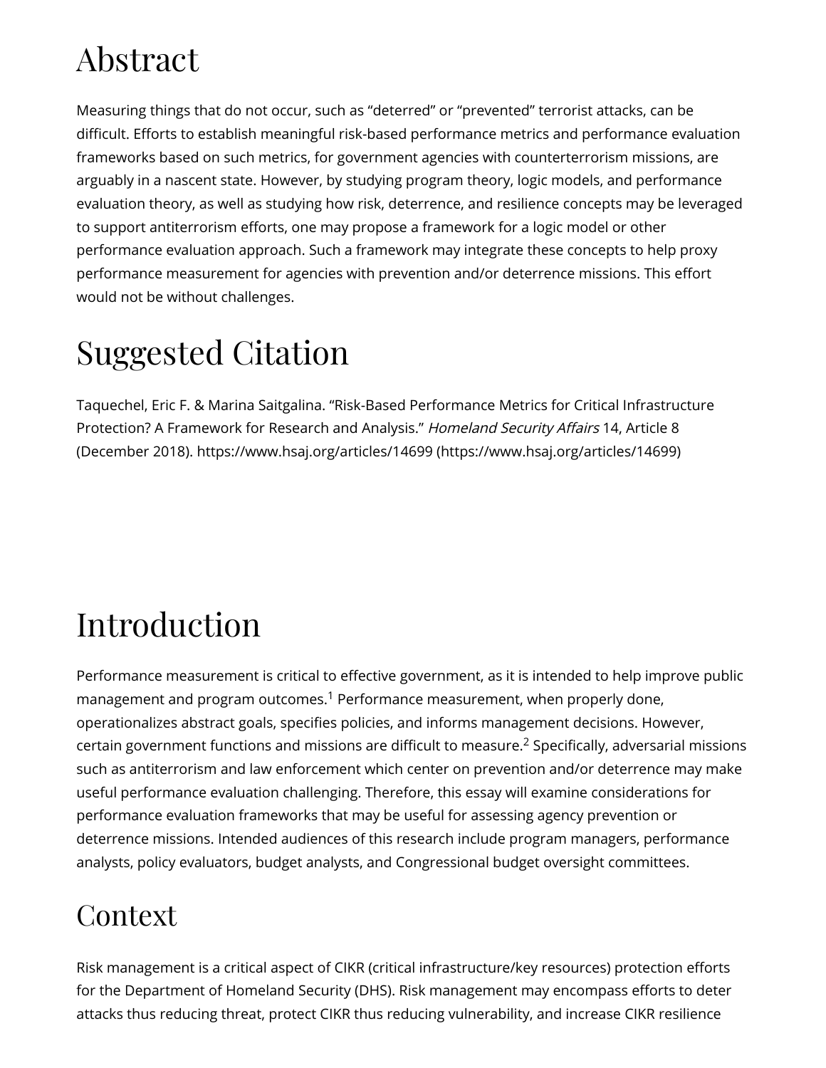# Abstract

Measuring things that do not occur, such as "deterred" or "prevented" terrorist attacks, can be difficult. Efforts to establish meaningful risk-based performance metrics and performance evaluation frameworks based on such metrics, for government agencies with counterterrorism missions, are arguably in a nascent state. However, by studying program theory, logic models, and performance evaluation theory, as well as studying how risk, deterrence, and resilience concepts may be leveraged to support antiterrorism efforts, one may propose a framework for a logic model or other performance evaluation approach. Such a framework may integrate these concepts to help proxy performance measurement for agencies with prevention and/or deterrence missions. This effort would not be without challenges.

# Suggested Citation

Taquechel, Eric F. & Marina Saitgalina. "Risk-Based Performance Metrics for Critical Infrastructure Protection? A Framework for Research and Analysis." *Homeland Security Affairs* 14, Article 8 (December 2018). https://www.hsaj.org/articles/14699 (https://www.hsaj.org/articles/14699)

# Introduction

Performance measurement is critical to effective government, as it is intended to help improve public management and program outcomes.[1] Performance measurement, when properly done, operationalizes abstract goals, specifies policies, and informs management decisions. However, certain government functions and missions are difficult to measure.[2] Specifically, adversarial missions such as antiterrorism and law enforcement which center on prevention and/or deterrence may make useful performance evaluation challenging. Therefore, this essay will examine considerations for performance evaluation frameworks that may be useful for assessing agency prevention or deterrence missions. Intended audiences of this research include program managers, performance analysts, policy evaluators, budget analysts, and Congressional budget oversight committees.

## Context

Risk management is a critical aspect of CIKR (critical infrastructure/key resources) protection efforts for the Department of Homeland Security (DHS). Risk management may encompass efforts to deter attacks thus reducing threat, protect CIKR thus reducing vulnerability, and increase CIKR resilience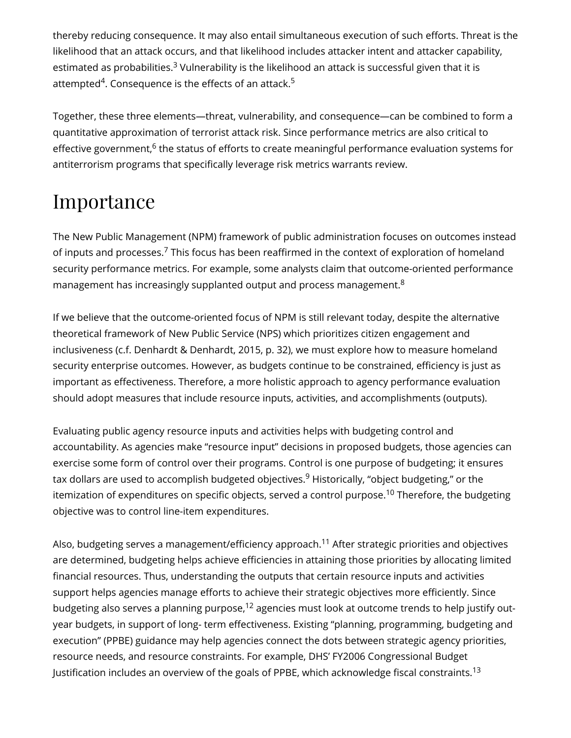thereby reducing consequence. It may also entail simultaneous execution of such efforts. Threat is the likelihood that an attack occurs, and that likelihood includes attacker intent and attacker capability, estimated as probabilities.[3] Vulnerability is the likelihood an attack is successful given that it is attempted[4]. Consequence is the effects of an attack.[5]

Together, these three elements—threat, vulnerability, and consequence—can be combined to form a quantitative approximation of terrorist attack risk. Since performance metrics are also critical to effective government,[6] the status of efforts to create meaningful performance evaluation systems for antiterrorism programs that specifically leverage risk metrics warrants review.

# Importance

The New Public Management (NPM) framework of public administration focuses on outcomes instead of inputs and processes.[7] This focus has been reaffirmed in the context of exploration of homeland security performance metrics. For example, some analysts claim that outcome-oriented performance management has increasingly supplanted output and process management.[8]

If we believe that the outcome-oriented focus of NPM is still relevant today, despite the alternative theoretical framework of New Public Service (NPS) which prioritizes citizen engagement and inclusiveness (c.f. Denhardt & Denhardt, 2015, p. 32), we must explore how to measure homeland security enterprise outcomes. However, as budgets continue to be constrained, efficiency is just as important as effectiveness. Therefore, a more holistic approach to agency performance evaluation should adopt measures that include resource inputs, activities, and accomplishments (outputs).

Evaluating public agency resource inputs and activities helps with budgeting control and accountability. As agencies make "resource input" decisions in proposed budgets, those agencies can exercise some form of control over their programs. Control is one purpose of budgeting; it ensures tax dollars are used to accomplish budgeted objectives.[9] Historically, "object budgeting," or the itemization of expenditures on specific objects, served a control purpose.[10] Therefore, the budgeting objective was to control line-item expenditures.

Also, budgeting serves a management/efficiency approach.[11] After strategic priorities and objectives are determined, budgeting helps achieve efficiencies in attaining those priorities by allocating limited financial resources. Thus, understanding the outputs that certain resource inputs and activities support helps agencies manage efforts to achieve their strategic objectives more efficiently. Since budgeting also serves a planning purpose,[12] agencies must look at outcome trends to help justify out-year budgets, in support of long- term effectiveness. Existing "planning, programming, budgeting and execution" (PPBE) guidance may help agencies connect the dots between strategic agency priorities, resource needs, and resource constraints. For example, DHS' FY2006 Congressional Budget Justification includes an overview of the goals of PPBE, which acknowledge fiscal constraints.[13]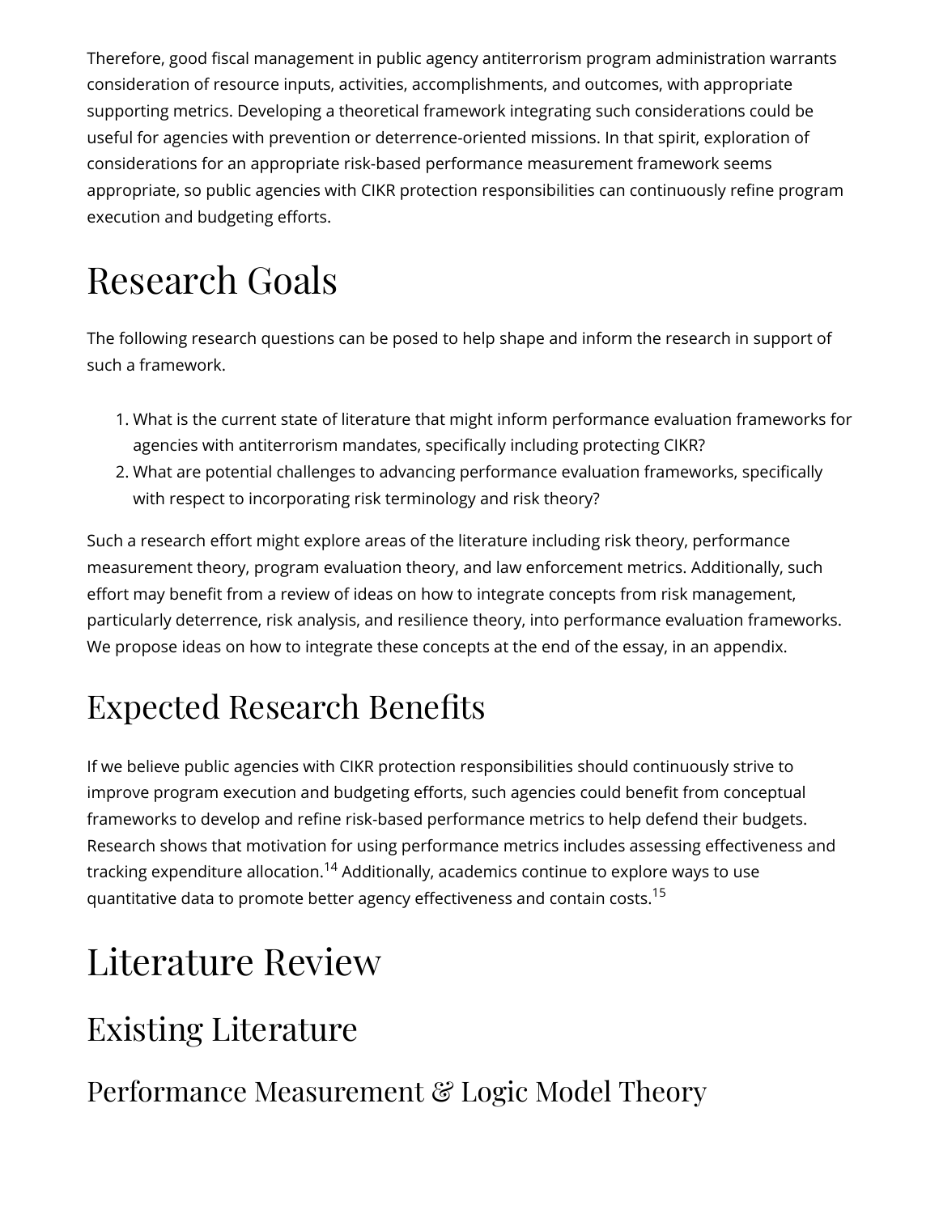Therefore, good fiscal management in public agency antiterrorism program administration warrants consideration of resource inputs, activities, accomplishments, and outcomes, with appropriate supporting metrics. Developing a theoretical framework integrating such considerations could be useful for agencies with prevention or deterrence-oriented missions. In that spirit, exploration of considerations for an appropriate risk-based performance measurement framework seems appropriate, so public agencies with CIKR protection responsibilities can continuously refine program execution and budgeting efforts.

# Research Goals

The following research questions can be posed to help shape and inform the research in support of such a framework.

1. What is the current state of literature that might inform performance evaluation frameworks for agencies with antiterrorism mandates, specifically including protecting CIKR?
2. What are potential challenges to advancing performance evaluation frameworks, specifically with respect to incorporating risk terminology and risk theory?

Such a research effort might explore areas of the literature including risk theory, performance measurement theory, program evaluation theory, and law enforcement metrics. Additionally, such effort may benefit from a review of ideas on how to integrate concepts from risk management, particularly deterrence, risk analysis, and resilience theory, into performance evaluation frameworks. We propose ideas on how to integrate these concepts at the end of the essay, in an appendix.

## Expected Research Benefits

If we believe public agencies with CIKR protection responsibilities should continuously strive to improve program execution and budgeting efforts, such agencies could benefit from conceptual frameworks to develop and refine risk-based performance metrics to help defend their budgets. Research shows that motivation for using performance metrics includes assessing effectiveness and tracking expenditure allocation.[14] Additionally, academics continue to explore ways to use quantitative data to promote better agency effectiveness and contain costs.[15]

# Literature Review

## Existing Literature

### Performance Measurement & Logic Model Theory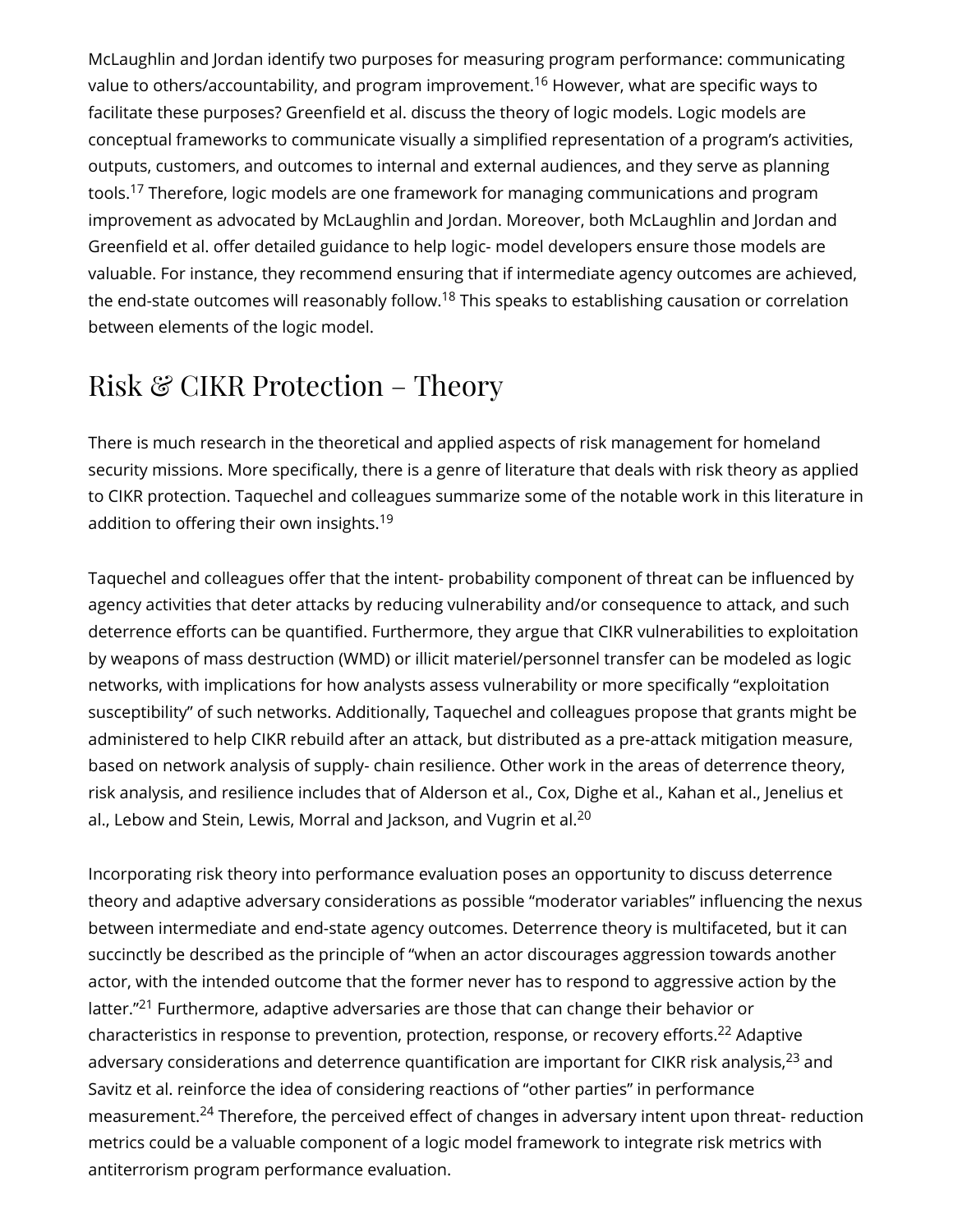McLaughlin and Jordan identify two purposes for measuring program performance: communicating value to others/accountability, and program improvement.[16] However, what are specific ways to facilitate these purposes? Greenfield et al. discuss the theory of logic models. Logic models are conceptual frameworks to communicate visually a simplified representation of a program's activities, outputs, customers, and outcomes to internal and external audiences, and they serve as planning tools.[17] Therefore, logic models are one framework for managing communications and program improvement as advocated by McLaughlin and Jordan. Moreover, both McLaughlin and Jordan and Greenfield et al. offer detailed guidance to help logic- model developers ensure those models are valuable. For instance, they recommend ensuring that if intermediate agency outcomes are achieved, the end-state outcomes will reasonably follow.[18] This speaks to establishing causation or correlation between elements of the logic model.

## Risk & CIKR Protection – Theory

There is much research in the theoretical and applied aspects of risk management for homeland security missions. More specifically, there is a genre of literature that deals with risk theory as applied to CIKR protection. Taquechel and colleagues summarize some of the notable work in this literature in addition to offering their own insights.[19]

Taquechel and colleagues offer that the intent- probability component of threat can be influenced by agency activities that deter attacks by reducing vulnerability and/or consequence to attack, and such deterrence efforts can be quantified. Furthermore, they argue that CIKR vulnerabilities to exploitation by weapons of mass destruction (WMD) or illicit materiel/personnel transfer can be modeled as logic networks, with implications for how analysts assess vulnerability or more specifically "exploitation susceptibility" of such networks. Additionally, Taquechel and colleagues propose that grants might be administered to help CIKR rebuild after an attack, but distributed as a pre-attack mitigation measure, based on network analysis of supply- chain resilience. Other work in the areas of deterrence theory, risk analysis, and resilience includes that of Alderson et al., Cox, Dighe et al., Kahan et al., Jenelius et al., Lebow and Stein, Lewis, Morral and Jackson, and Vugrin et al.[20]

Incorporating risk theory into performance evaluation poses an opportunity to discuss deterrence theory and adaptive adversary considerations as possible "moderator variables" influencing the nexus between intermediate and end-state agency outcomes. Deterrence theory is multifaceted, but it can succinctly be described as the principle of "when an actor discourages aggression towards another actor, with the intended outcome that the former never has to respond to aggressive action by the latter."[21] Furthermore, adaptive adversaries are those that can change their behavior or characteristics in response to prevention, protection, response, or recovery efforts.[22] Adaptive adversary considerations and deterrence quantification are important for CIKR risk analysis,[23] and Savitz et al. reinforce the idea of considering reactions of "other parties" in performance measurement.[24] Therefore, the perceived effect of changes in adversary intent upon threat- reduction metrics could be a valuable component of a logic model framework to integrate risk metrics with antiterrorism program performance evaluation.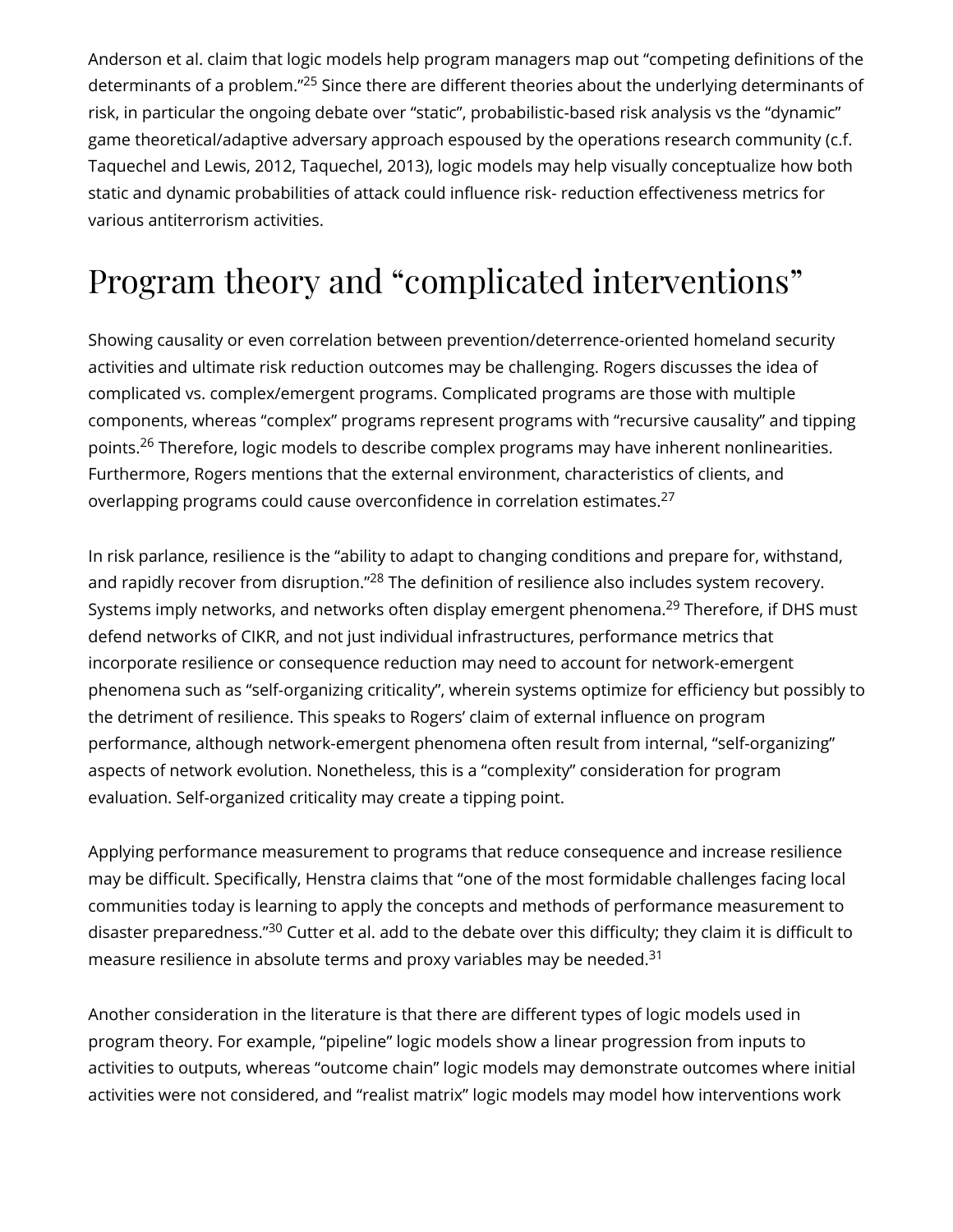Anderson et al. claim that logic models help program managers map out “competing definitions of the determinants of a problem.”[25] Since there are different theories about the underlying determinants of risk, in particular the ongoing debate over “static”, probabilistic-based risk analysis vs the “dynamic” game theoretical/adaptive adversary approach espoused by the operations research community (c.f. Taquechel and Lewis, 2012, Taquechel, 2013), logic models may help visually conceptualize how both static and dynamic probabilities of attack could influence risk- reduction effectiveness metrics for various antiterrorism activities.

# Program theory and “complicated interventions”

Showing causality or even correlation between prevention/deterrence-oriented homeland security activities and ultimate risk reduction outcomes may be challenging. Rogers discusses the idea of complicated vs. complex/emergent programs. Complicated programs are those with multiple components, whereas “complex” programs represent programs with “recursive causality” and tipping points.[26] Therefore, logic models to describe complex programs may have inherent nonlinearities. Furthermore, Rogers mentions that the external environment, characteristics of clients, and overlapping programs could cause overconfidence in correlation estimates.[27]

In risk parlance, resilience is the “ability to adapt to changing conditions and prepare for, withstand, and rapidly recover from disruption.”[28] The definition of resilience also includes system recovery. Systems imply networks, and networks often display emergent phenomena.[29] Therefore, if DHS must defend networks of CIKR, and not just individual infrastructures, performance metrics that incorporate resilience or consequence reduction may need to account for network-emergent phenomena such as “self-organizing criticality”, wherein systems optimize for efficiency but possibly to the detriment of resilience. This speaks to Rogers’ claim of external influence on program performance, although network-emergent phenomena often result from internal, “self-organizing” aspects of network evolution. Nonetheless, this is a “complexity” consideration for program evaluation. Self-organized criticality may create a tipping point.

Applying performance measurement to programs that reduce consequence and increase resilience may be difficult. Specifically, Henstra claims that “one of the most formidable challenges facing local communities today is learning to apply the concepts and methods of performance measurement to disaster preparedness.”[30] Cutter et al. add to the debate over this difficulty; they claim it is difficult to measure resilience in absolute terms and proxy variables may be needed.[31]

Another consideration in the literature is that there are different types of logic models used in program theory. For example, “pipeline” logic models show a linear progression from inputs to activities to outputs, whereas “outcome chain” logic models may demonstrate outcomes where initial activities were not considered, and “realist matrix” logic models may model how interventions work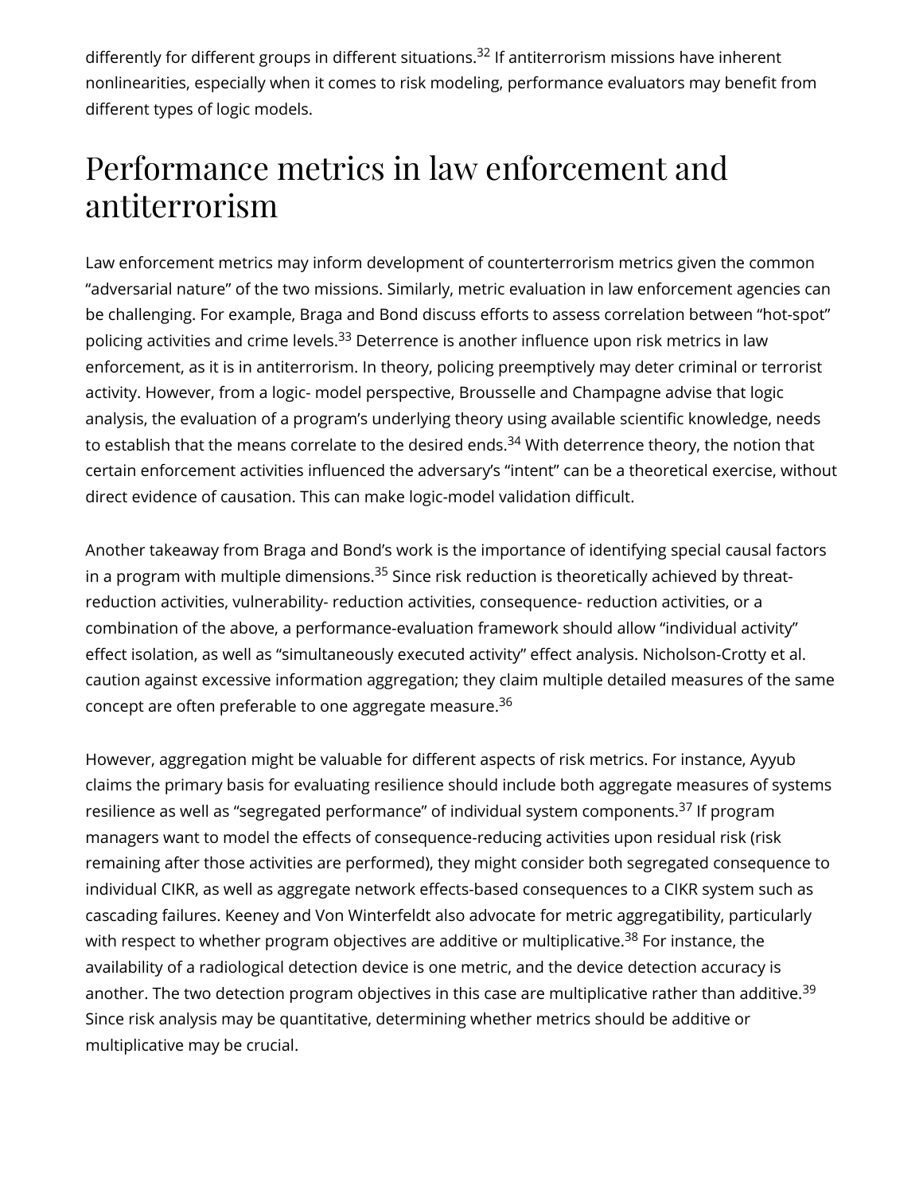differently for different groups in different situations.[32] If antiterrorism missions have inherent nonlinearities, especially when it comes to risk modeling, performance evaluators may benefit from different types of logic models.

# Performance metrics in law enforcement and antiterrorism

Law enforcement metrics may inform development of counterterrorism metrics given the common “adversarial nature” of the two missions. Similarly, metric evaluation in law enforcement agencies can be challenging. For example, Braga and Bond discuss efforts to assess correlation between “hot-spot” policing activities and crime levels.[33] Deterrence is another influence upon risk metrics in law enforcement, as it is in antiterrorism. In theory, policing preemptively may deter criminal or terrorist activity. However, from a logic- model perspective, Brousselle and Champagne advise that logic analysis, the evaluation of a program’s underlying theory using available scientific knowledge, needs to establish that the means correlate to the desired ends.[34] With deterrence theory, the notion that certain enforcement activities influenced the adversary’s “intent” can be a theoretical exercise, without direct evidence of causation. This can make logic-model validation difficult.

Another takeaway from Braga and Bond’s work is the importance of identifying special causal factors in a program with multiple dimensions.[35] Since risk reduction is theoretically achieved by threat-reduction activities, vulnerability- reduction activities, consequence- reduction activities, or a combination of the above, a performance-evaluation framework should allow “individual activity” effect isolation, as well as “simultaneously executed activity” effect analysis. Nicholson-Crotty et al. caution against excessive information aggregation; they claim multiple detailed measures of the same concept are often preferable to one aggregate measure.[36]

However, aggregation might be valuable for different aspects of risk metrics. For instance, Ayyub claims the primary basis for evaluating resilience should include both aggregate measures of systems resilience as well as “segregated performance” of individual system components.[37] If program managers want to model the effects of consequence-reducing activities upon residual risk (risk remaining after those activities are performed), they might consider both segregated consequence to individual CIKR, as well as aggregate network effects-based consequences to a CIKR system such as cascading failures. Keeney and Von Winterfeldt also advocate for metric aggregatibility, particularly with respect to whether program objectives are additive or multiplicative.[38] For instance, the availability of a radiological detection device is one metric, and the device detection accuracy is another. The two detection program objectives in this case are multiplicative rather than additive.[39] Since risk analysis may be quantitative, determining whether metrics should be additive or multiplicative may be crucial.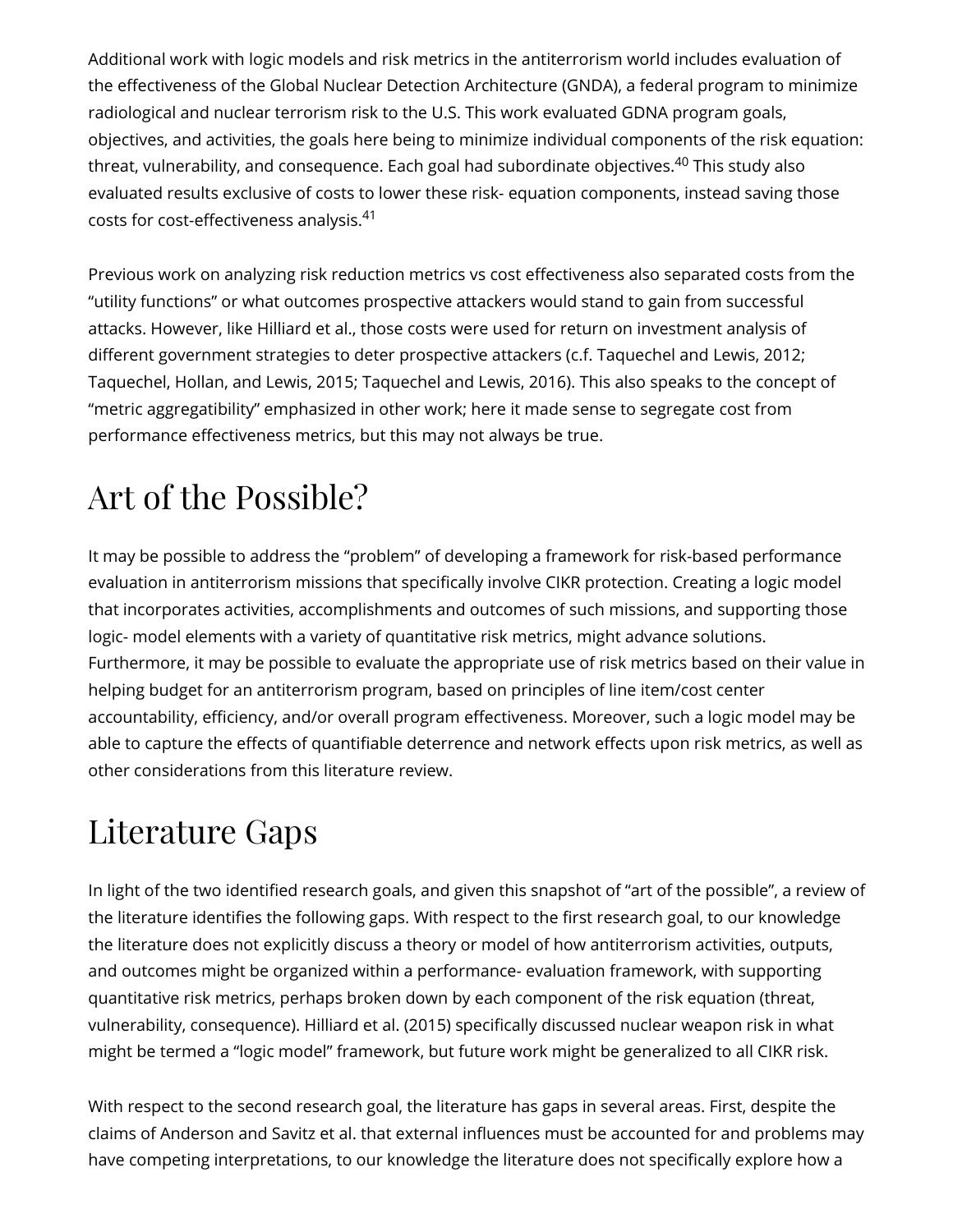Additional work with logic models and risk metrics in the antiterrorism world includes evaluation of the effectiveness of the Global Nuclear Detection Architecture (GNDA), a federal program to minimize radiological and nuclear terrorism risk to the U.S. This work evaluated GDNA program goals, objectives, and activities, the goals here being to minimize individual components of the risk equation: threat, vulnerability, and consequence. Each goal had subordinate objectives.[40] This study also evaluated results exclusive of costs to lower these risk- equation components, instead saving those costs for cost-effectiveness analysis.[41]

Previous work on analyzing risk reduction metrics vs cost effectiveness also separated costs from the "utility functions" or what outcomes prospective attackers would stand to gain from successful attacks. However, like Hilliard et al., those costs were used for return on investment analysis of different government strategies to deter prospective attackers (c.f. Taquechel and Lewis, 2012; Taquechel, Hollan, and Lewis, 2015; Taquechel and Lewis, 2016). This also speaks to the concept of "metric aggregatibility" emphasized in other work; here it made sense to segregate cost from performance effectiveness metrics, but this may not always be true.

# Art of the Possible?

It may be possible to address the "problem" of developing a framework for risk-based performance evaluation in antiterrorism missions that specifically involve CIKR protection. Creating a logic model that incorporates activities, accomplishments and outcomes of such missions, and supporting those logic- model elements with a variety of quantitative risk metrics, might advance solutions. Furthermore, it may be possible to evaluate the appropriate use of risk metrics based on their value in helping budget for an antiterrorism program, based on principles of line item/cost center accountability, efficiency, and/or overall program effectiveness. Moreover, such a logic model may be able to capture the effects of quantifiable deterrence and network effects upon risk metrics, as well as other considerations from this literature review.

# Literature Gaps

In light of the two identified research goals, and given this snapshot of "art of the possible", a review of the literature identifies the following gaps. With respect to the first research goal, to our knowledge the literature does not explicitly discuss a theory or model of how antiterrorism activities, outputs, and outcomes might be organized within a performance- evaluation framework, with supporting quantitative risk metrics, perhaps broken down by each component of the risk equation (threat, vulnerability, consequence). Hilliard et al. (2015) specifically discussed nuclear weapon risk in what might be termed a "logic model" framework, but future work might be generalized to all CIKR risk.

With respect to the second research goal, the literature has gaps in several areas. First, despite the claims of Anderson and Savitz et al. that external influences must be accounted for and problems may have competing interpretations, to our knowledge the literature does not specifically explore how a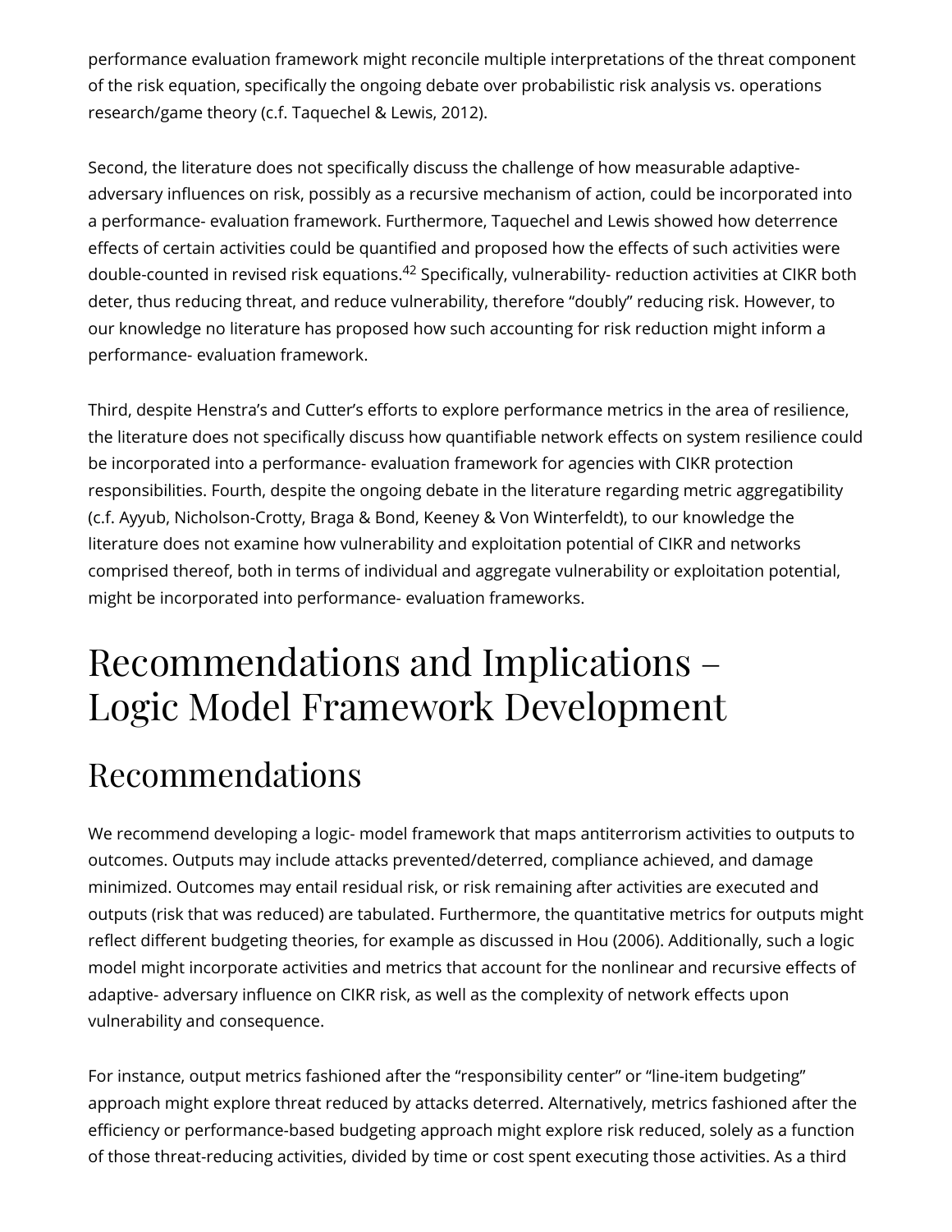performance evaluation framework might reconcile multiple interpretations of the threat component of the risk equation, specifically the ongoing debate over probabilistic risk analysis vs. operations research/game theory (c.f. Taquechel & Lewis, 2012).

Second, the literature does not specifically discuss the challenge of how measurable adaptive-adversary influences on risk, possibly as a recursive mechanism of action, could be incorporated into a performance- evaluation framework. Furthermore, Taquechel and Lewis showed how deterrence effects of certain activities could be quantified and proposed how the effects of such activities were double-counted in revised risk equations.[42] Specifically, vulnerability- reduction activities at CIKR both deter, thus reducing threat, and reduce vulnerability, therefore "doubly" reducing risk. However, to our knowledge no literature has proposed how such accounting for risk reduction might inform a performance- evaluation framework.

Third, despite Henstra's and Cutter's efforts to explore performance metrics in the area of resilience, the literature does not specifically discuss how quantifiable network effects on system resilience could be incorporated into a performance- evaluation framework for agencies with CIKR protection responsibilities. Fourth, despite the ongoing debate in the literature regarding metric aggregatibility (c.f. Ayyub, Nicholson-Crotty, Braga & Bond, Keeney & Von Winterfeldt), to our knowledge the literature does not examine how vulnerability and exploitation potential of CIKR and networks comprised thereof, both in terms of individual and aggregate vulnerability or exploitation potential, might be incorporated into performance- evaluation frameworks.

# Recommendations and Implications – Logic Model Framework Development

## Recommendations

We recommend developing a logic- model framework that maps antiterrorism activities to outputs to outcomes. Outputs may include attacks prevented/deterred, compliance achieved, and damage minimized. Outcomes may entail residual risk, or risk remaining after activities are executed and outputs (risk that was reduced) are tabulated. Furthermore, the quantitative metrics for outputs might reflect different budgeting theories, for example as discussed in Hou (2006). Additionally, such a logic model might incorporate activities and metrics that account for the nonlinear and recursive effects of adaptive- adversary influence on CIKR risk, as well as the complexity of network effects upon vulnerability and consequence.

For instance, output metrics fashioned after the "responsibility center" or "line-item budgeting" approach might explore threat reduced by attacks deterred. Alternatively, metrics fashioned after the efficiency or performance-based budgeting approach might explore risk reduced, solely as a function of those threat-reducing activities, divided by time or cost spent executing those activities. As a third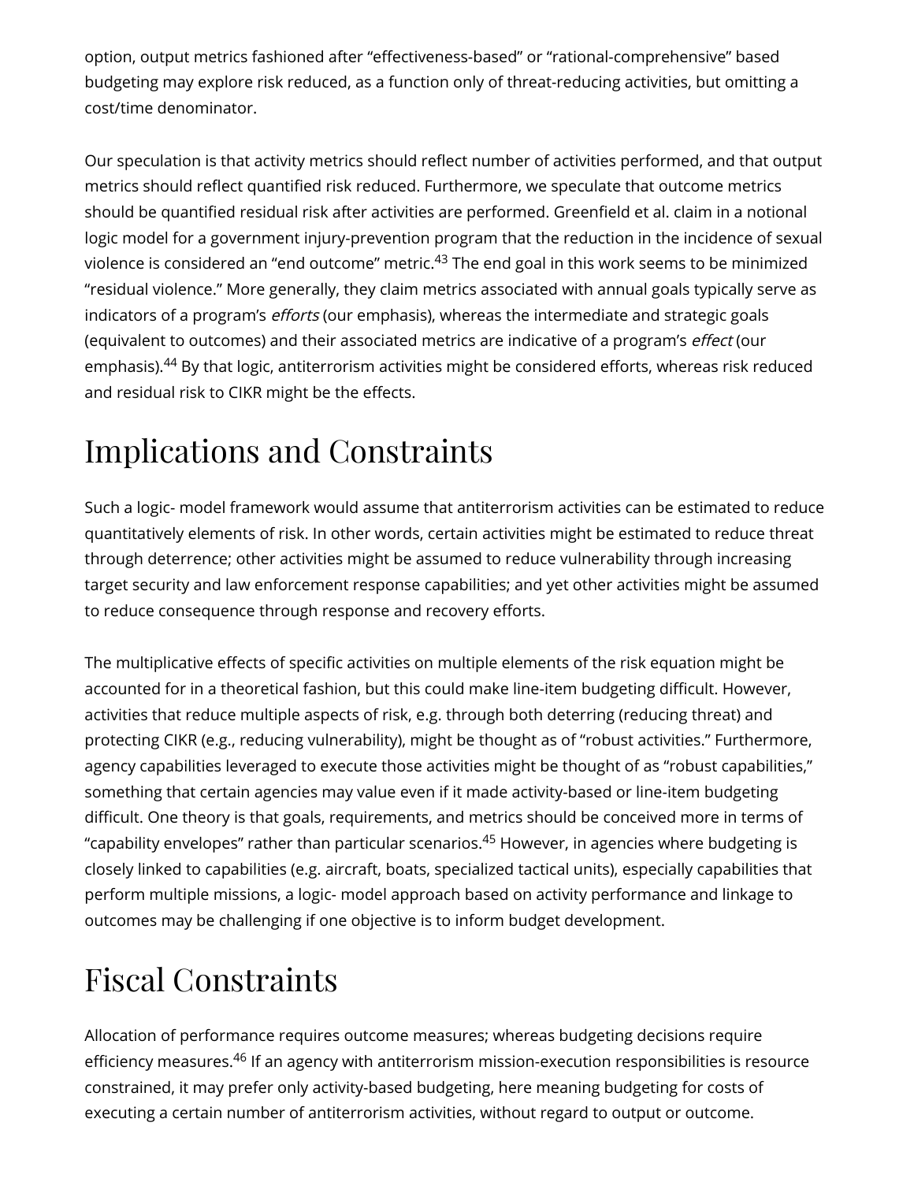option, output metrics fashioned after "effectiveness-based" or "rational-comprehensive" based budgeting may explore risk reduced, as a function only of threat-reducing activities, but omitting a cost/time denominator.

Our speculation is that activity metrics should reflect number of activities performed, and that output metrics should reflect quantified risk reduced. Furthermore, we speculate that outcome metrics should be quantified residual risk after activities are performed. Greenfield et al. claim in a notional logic model for a government injury-prevention program that the reduction in the incidence of sexual violence is considered an "end outcome" metric.[43] The end goal in this work seems to be minimized "residual violence." More generally, they claim metrics associated with annual goals typically serve as indicators of a program's *efforts* (our emphasis), whereas the intermediate and strategic goals (equivalent to outcomes) and their associated metrics are indicative of a program's *effect* (our emphasis).[44] By that logic, antiterrorism activities might be considered efforts, whereas risk reduced and residual risk to CIKR might be the effects.

# Implications and Constraints

Such a logic- model framework would assume that antiterrorism activities can be estimated to reduce quantitatively elements of risk. In other words, certain activities might be estimated to reduce threat through deterrence; other activities might be assumed to reduce vulnerability through increasing target security and law enforcement response capabilities; and yet other activities might be assumed to reduce consequence through response and recovery efforts.

The multiplicative effects of specific activities on multiple elements of the risk equation might be accounted for in a theoretical fashion, but this could make line-item budgeting difficult. However, activities that reduce multiple aspects of risk, e.g. through both deterring (reducing threat) and protecting CIKR (e.g., reducing vulnerability), might be thought as of "robust activities." Furthermore, agency capabilities leveraged to execute those activities might be thought of as "robust capabilities," something that certain agencies may value even if it made activity-based or line-item budgeting difficult. One theory is that goals, requirements, and metrics should be conceived more in terms of "capability envelopes" rather than particular scenarios.[45] However, in agencies where budgeting is closely linked to capabilities (e.g. aircraft, boats, specialized tactical units), especially capabilities that perform multiple missions, a logic- model approach based on activity performance and linkage to outcomes may be challenging if one objective is to inform budget development.

# Fiscal Constraints

Allocation of performance requires outcome measures; whereas budgeting decisions require efficiency measures.[46] If an agency with antiterrorism mission-execution responsibilities is resource constrained, it may prefer only activity-based budgeting, here meaning budgeting for costs of executing a certain number of antiterrorism activities, without regard to output or outcome.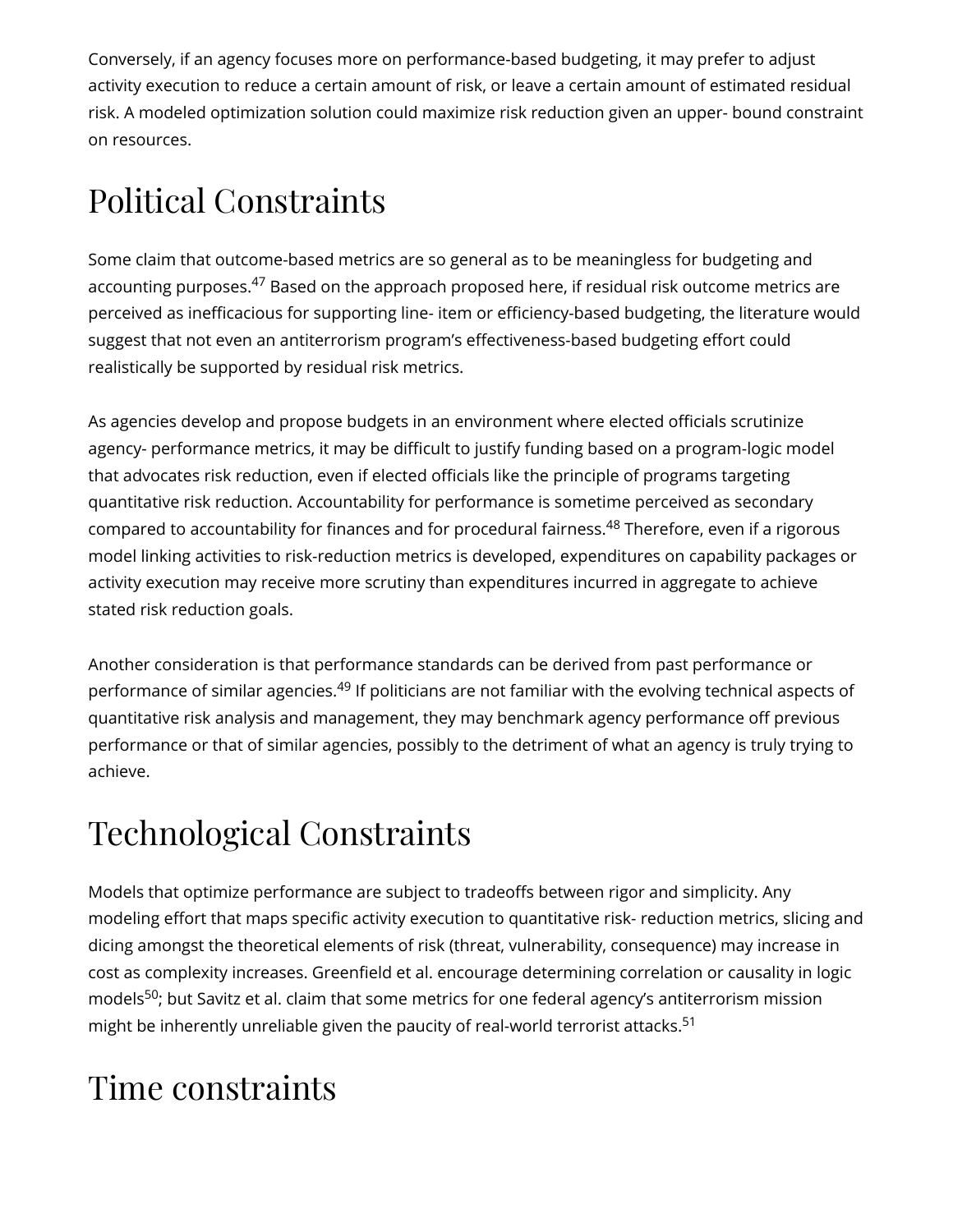Conversely, if an agency focuses more on performance-based budgeting, it may prefer to adjust activity execution to reduce a certain amount of risk, or leave a certain amount of estimated residual risk. A modeled optimization solution could maximize risk reduction given an upper- bound constraint on resources.

## Political Constraints

Some claim that outcome-based metrics are so general as to be meaningless for budgeting and accounting purposes.[47] Based on the approach proposed here, if residual risk outcome metrics are perceived as inefficacious for supporting line- item or efficiency-based budgeting, the literature would suggest that not even an antiterrorism program's effectiveness-based budgeting effort could realistically be supported by residual risk metrics.

As agencies develop and propose budgets in an environment where elected officials scrutinize agency- performance metrics, it may be difficult to justify funding based on a program-logic model that advocates risk reduction, even if elected officials like the principle of programs targeting quantitative risk reduction. Accountability for performance is sometime perceived as secondary compared to accountability for finances and for procedural fairness.[48] Therefore, even if a rigorous model linking activities to risk-reduction metrics is developed, expenditures on capability packages or activity execution may receive more scrutiny than expenditures incurred in aggregate to achieve stated risk reduction goals.

Another consideration is that performance standards can be derived from past performance or performance of similar agencies.[49] If politicians are not familiar with the evolving technical aspects of quantitative risk analysis and management, they may benchmark agency performance off previous performance or that of similar agencies, possibly to the detriment of what an agency is truly trying to achieve.

## Technological Constraints

Models that optimize performance are subject to tradeoffs between rigor and simplicity. Any modeling effort that maps specific activity execution to quantitative risk- reduction metrics, slicing and dicing amongst the theoretical elements of risk (threat, vulnerability, consequence) may increase in cost as complexity increases. Greenfield et al. encourage determining correlation or causality in logic models[50]; but Savitz et al. claim that some metrics for one federal agency's antiterrorism mission might be inherently unreliable given the paucity of real-world terrorist attacks.[51]

## Time constraints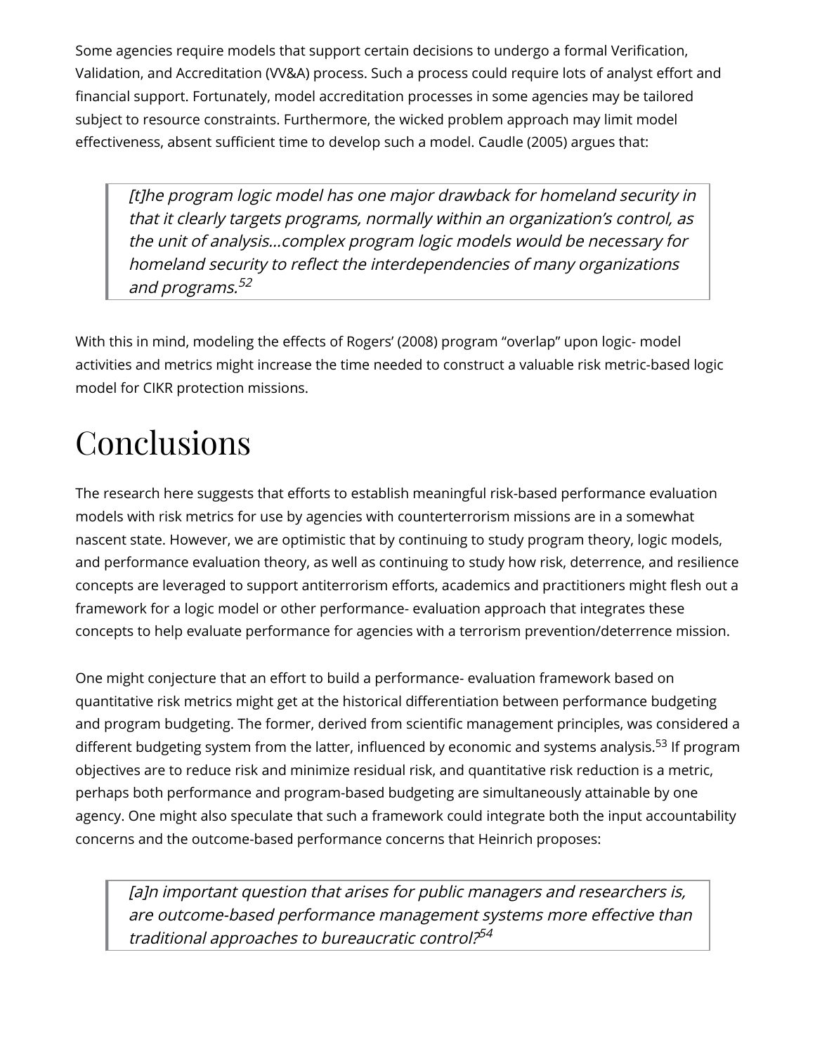Some agencies require models that support certain decisions to undergo a formal Verification, Validation, and Accreditation (VV&A) process. Such a process could require lots of analyst effort and financial support. Fortunately, model accreditation processes in some agencies may be tailored subject to resource constraints. Furthermore, the wicked problem approach may limit model effectiveness, absent sufficient time to develop such a model. Caudle (2005) argues that:

> *[t]he program logic model has one major drawback for homeland security in that it clearly targets programs, normally within an organization's control, as the unit of analysis…complex program logic models would be necessary for homeland security to reflect the interdependencies of many organizations and programs.*[52]

With this in mind, modeling the effects of Rogers' (2008) program "overlap" upon logic- model activities and metrics might increase the time needed to construct a valuable risk metric-based logic model for CIKR protection missions.

# Conclusions

The research here suggests that efforts to establish meaningful risk-based performance evaluation models with risk metrics for use by agencies with counterterrorism missions are in a somewhat nascent state. However, we are optimistic that by continuing to study program theory, logic models, and performance evaluation theory, as well as continuing to study how risk, deterrence, and resilience concepts are leveraged to support antiterrorism efforts, academics and practitioners might flesh out a framework for a logic model or other performance- evaluation approach that integrates these concepts to help evaluate performance for agencies with a terrorism prevention/deterrence mission.

One might conjecture that an effort to build a performance- evaluation framework based on quantitative risk metrics might get at the historical differentiation between performance budgeting and program budgeting. The former, derived from scientific management principles, was considered a different budgeting system from the latter, influenced by economic and systems analysis.[53] If program objectives are to reduce risk and minimize residual risk, and quantitative risk reduction is a metric, perhaps both performance and program-based budgeting are simultaneously attainable by one agency. One might also speculate that such a framework could integrate both the input accountability concerns and the outcome-based performance concerns that Heinrich proposes:

> *[a]n important question that arises for public managers and researchers is, are outcome-based performance management systems more effective than traditional approaches to bureaucratic control?*[54]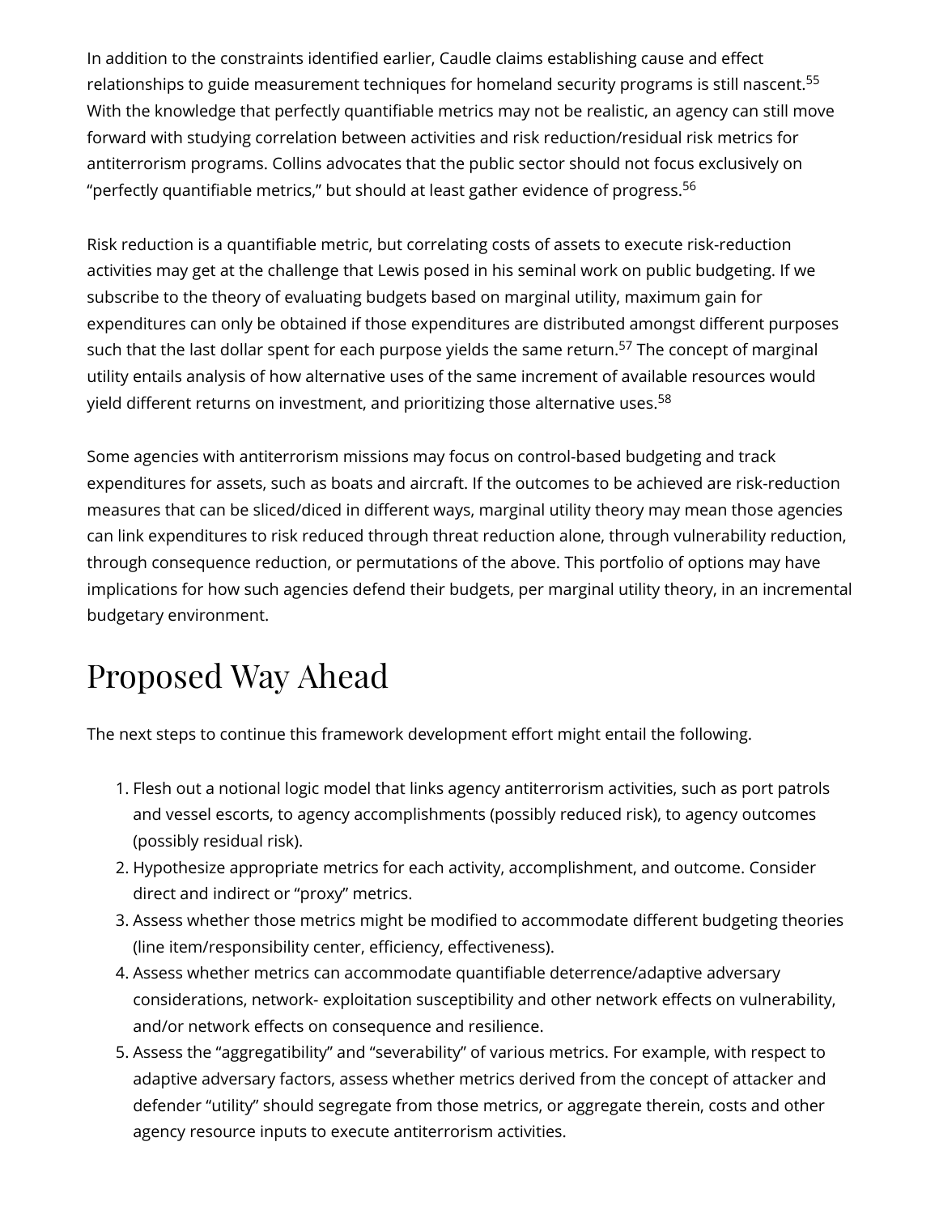In addition to the constraints identified earlier, Caudle claims establishing cause and effect relationships to guide measurement techniques for homeland security programs is still nascent.[55] With the knowledge that perfectly quantifiable metrics may not be realistic, an agency can still move forward with studying correlation between activities and risk reduction/residual risk metrics for antiterrorism programs. Collins advocates that the public sector should not focus exclusively on "perfectly quantifiable metrics," but should at least gather evidence of progress.[56]

Risk reduction is a quantifiable metric, but correlating costs of assets to execute risk-reduction activities may get at the challenge that Lewis posed in his seminal work on public budgeting. If we subscribe to the theory of evaluating budgets based on marginal utility, maximum gain for expenditures can only be obtained if those expenditures are distributed amongst different purposes such that the last dollar spent for each purpose yields the same return.[57] The concept of marginal utility entails analysis of how alternative uses of the same increment of available resources would yield different returns on investment, and prioritizing those alternative uses.[58]

Some agencies with antiterrorism missions may focus on control-based budgeting and track expenditures for assets, such as boats and aircraft. If the outcomes to be achieved are risk-reduction measures that can be sliced/diced in different ways, marginal utility theory may mean those agencies can link expenditures to risk reduced through threat reduction alone, through vulnerability reduction, through consequence reduction, or permutations of the above. This portfolio of options may have implications for how such agencies defend their budgets, per marginal utility theory, in an incremental budgetary environment.

# Proposed Way Ahead

The next steps to continue this framework development effort might entail the following.

1. Flesh out a notional logic model that links agency antiterrorism activities, such as port patrols and vessel escorts, to agency accomplishments (possibly reduced risk), to agency outcomes (possibly residual risk).
2. Hypothesize appropriate metrics for each activity, accomplishment, and outcome. Consider direct and indirect or "proxy" metrics.
3. Assess whether those metrics might be modified to accommodate different budgeting theories (line item/responsibility center, efficiency, effectiveness).
4. Assess whether metrics can accommodate quantifiable deterrence/adaptive adversary considerations, network- exploitation susceptibility and other network effects on vulnerability, and/or network effects on consequence and resilience.
5. Assess the "aggregatibility" and "severability" of various metrics. For example, with respect to adaptive adversary factors, assess whether metrics derived from the concept of attacker and defender "utility" should segregate from those metrics, or aggregate therein, costs and other agency resource inputs to execute antiterrorism activities.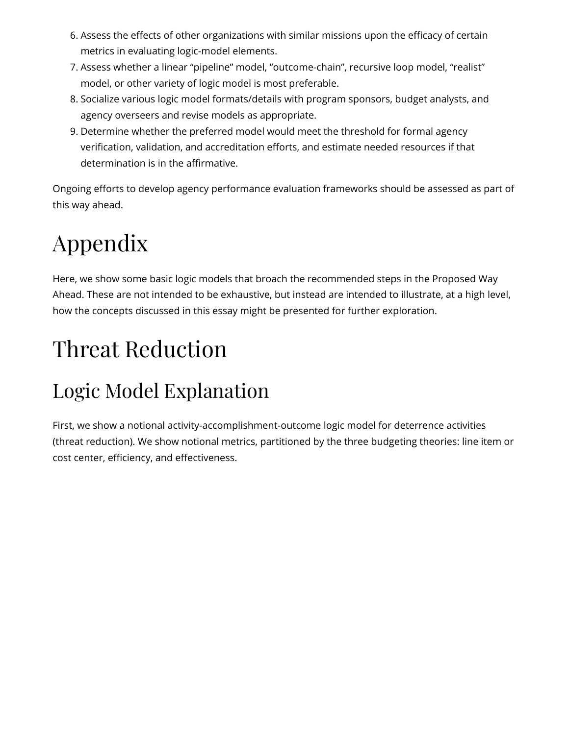6. Assess the effects of other organizations with similar missions upon the efficacy of certain metrics in evaluating logic-model elements.
7. Assess whether a linear “pipeline” model, “outcome-chain”, recursive loop model, “realist” model, or other variety of logic model is most preferable.
8. Socialize various logic model formats/details with program sponsors, budget analysts, and agency overseers and revise models as appropriate.
9. Determine whether the preferred model would meet the threshold for formal agency verification, validation, and accreditation efforts, and estimate needed resources if that determination is in the affirmative.

Ongoing efforts to develop agency performance evaluation frameworks should be assessed as part of this way ahead.

# Appendix

Here, we show some basic logic models that broach the recommended steps in the Proposed Way Ahead. These are not intended to be exhaustive, but instead are intended to illustrate, at a high level, how the concepts discussed in this essay might be presented for further exploration.

# Threat Reduction

## Logic Model Explanation

First, we show a notional activity-accomplishment-outcome logic model for deterrence activities (threat reduction). We show notional metrics, partitioned by the three budgeting theories: line item or cost center, efficiency, and effectiveness.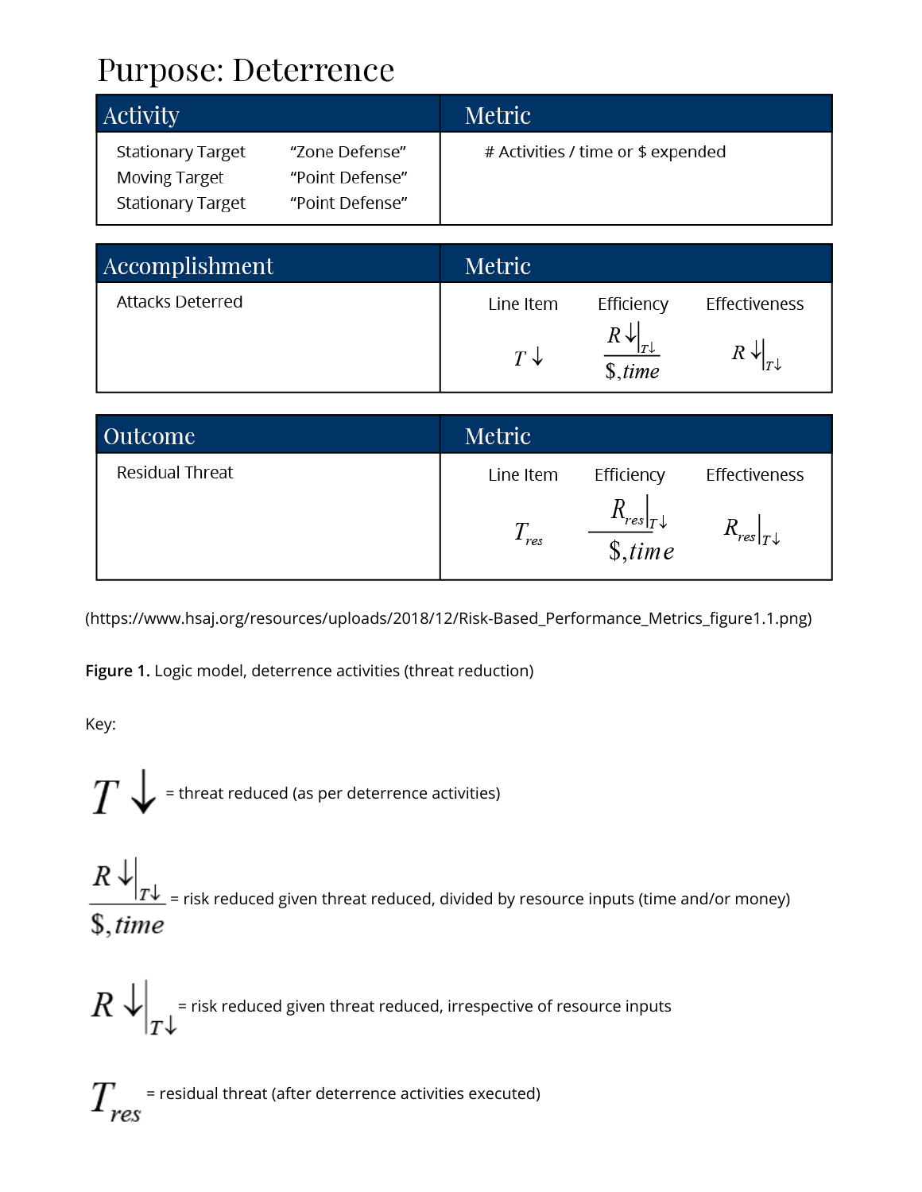# Purpose: Deterrence

| Activity | | Metric |
|---|---|---|
| Stationary Target | "Zone Defense" | # Activities / time or $ expended |
| Moving Target | "Point Defense" | |
| Stationary Target | "Point Defense" | |

| Accomplishment | Metric | | |
|---|---|---|---|
| | Line Item | Efficiency | Effectiveness |
| Attacks Deterred | $T\downarrow$ | $\frac{R\downarrow\big\|_{T\downarrow}}{\$,time}$ | $R\downarrow\big\|_{T\downarrow}$ |

| Outcome | Metric | | |
|---|---|---|---|
| | Line Item | Efficiency | Effectiveness |
| Residual Threat | $T_{res}$ | $\frac{R_{res}\big\|_{T\downarrow}}{\$,time}$ | $R_{res}\big\|_{T\downarrow}$ |

(https://www.hsaj.org/resources/uploads/2018/12/Risk-Based_Performance_Metrics_figure1.1.png)

**Figure 1.** Logic model, deterrence activities (threat reduction)

Key:

$T\downarrow$ = threat reduced (as per deterrence activities)

$\frac{R\downarrow\big|_{T\downarrow}}{\$,time}$ = risk reduced given threat reduced, divided by resource inputs (time and/or money)

$R\downarrow\big|_{T\downarrow}$ = risk reduced given threat reduced, irrespective of resource inputs

$T_{res}$ = residual threat (after deterrence activities executed)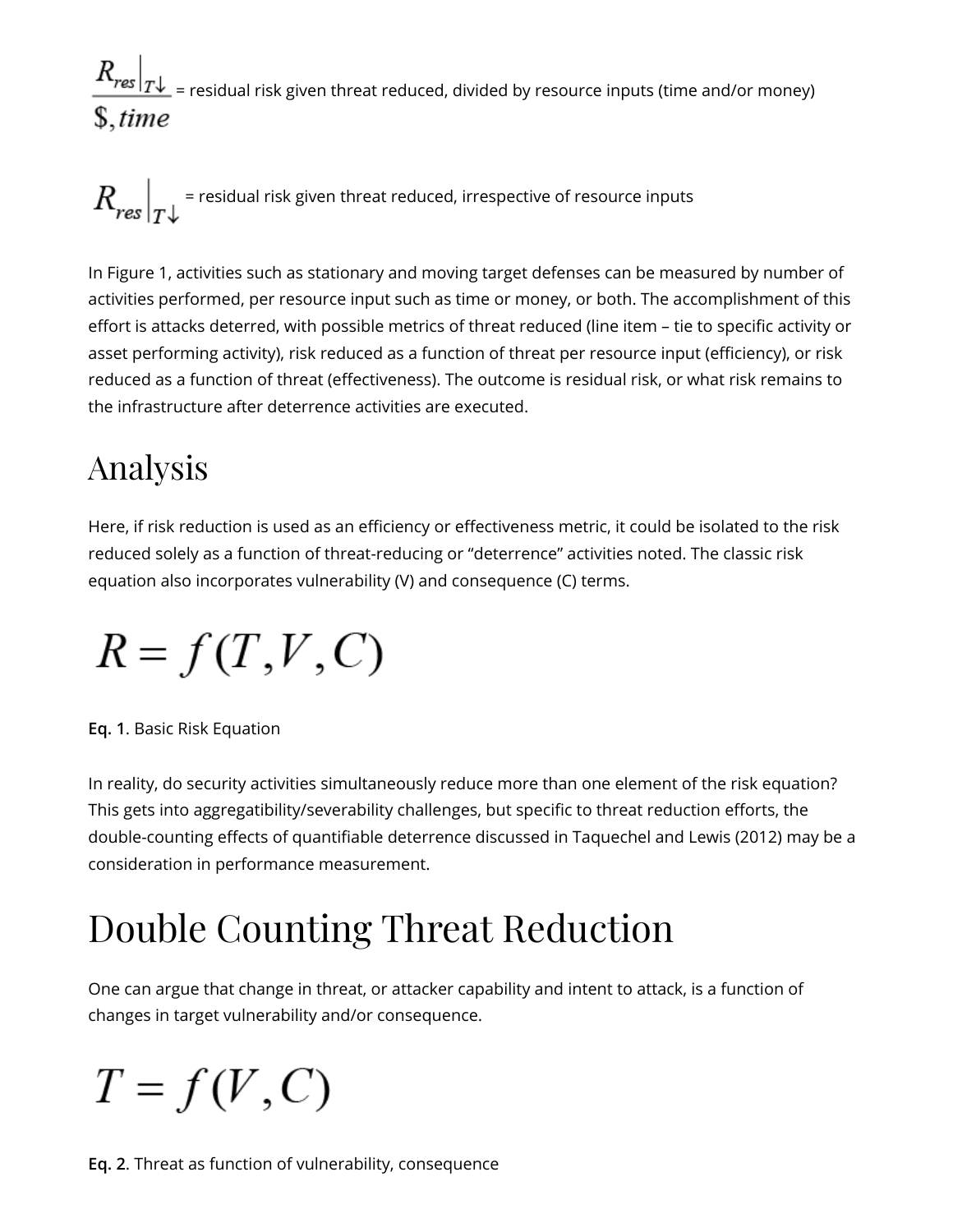$\frac{R_{res}\big|_{T\downarrow}}{\$, time}$ = residual risk given threat reduced, divided by resource inputs (time and/or money)

$R_{res}\big|_{T\downarrow}$ = residual risk given threat reduced, irrespective of resource inputs

In Figure 1, activities such as stationary and moving target defenses can be measured by number of activities performed, per resource input such as time or money, or both. The accomplishment of this effort is attacks deterred, with possible metrics of threat reduced (line item – tie to specific activity or asset performing activity), risk reduced as a function of threat per resource input (efficiency), or risk reduced as a function of threat (effectiveness). The outcome is residual risk, or what risk remains to the infrastructure after deterrence activities are executed.

# Analysis

Here, if risk reduction is used as an efficiency or effectiveness metric, it could be isolated to the risk reduced solely as a function of threat-reducing or "deterrence" activities noted. The classic risk equation also incorporates vulnerability (V) and consequence (C) terms.

$$R = f(T, V, C)$$

**Eq. 1**. Basic Risk Equation

In reality, do security activities simultaneously reduce more than one element of the risk equation? This gets into aggregatibility/severability challenges, but specific to threat reduction efforts, the double-counting effects of quantifiable deterrence discussed in Taquechel and Lewis (2012) may be a consideration in performance measurement.

# Double Counting Threat Reduction

One can argue that change in threat, or attacker capability and intent to attack, is a function of changes in target vulnerability and/or consequence.

$$T = f(V, C)$$

**Eq. 2**. Threat as function of vulnerability, consequence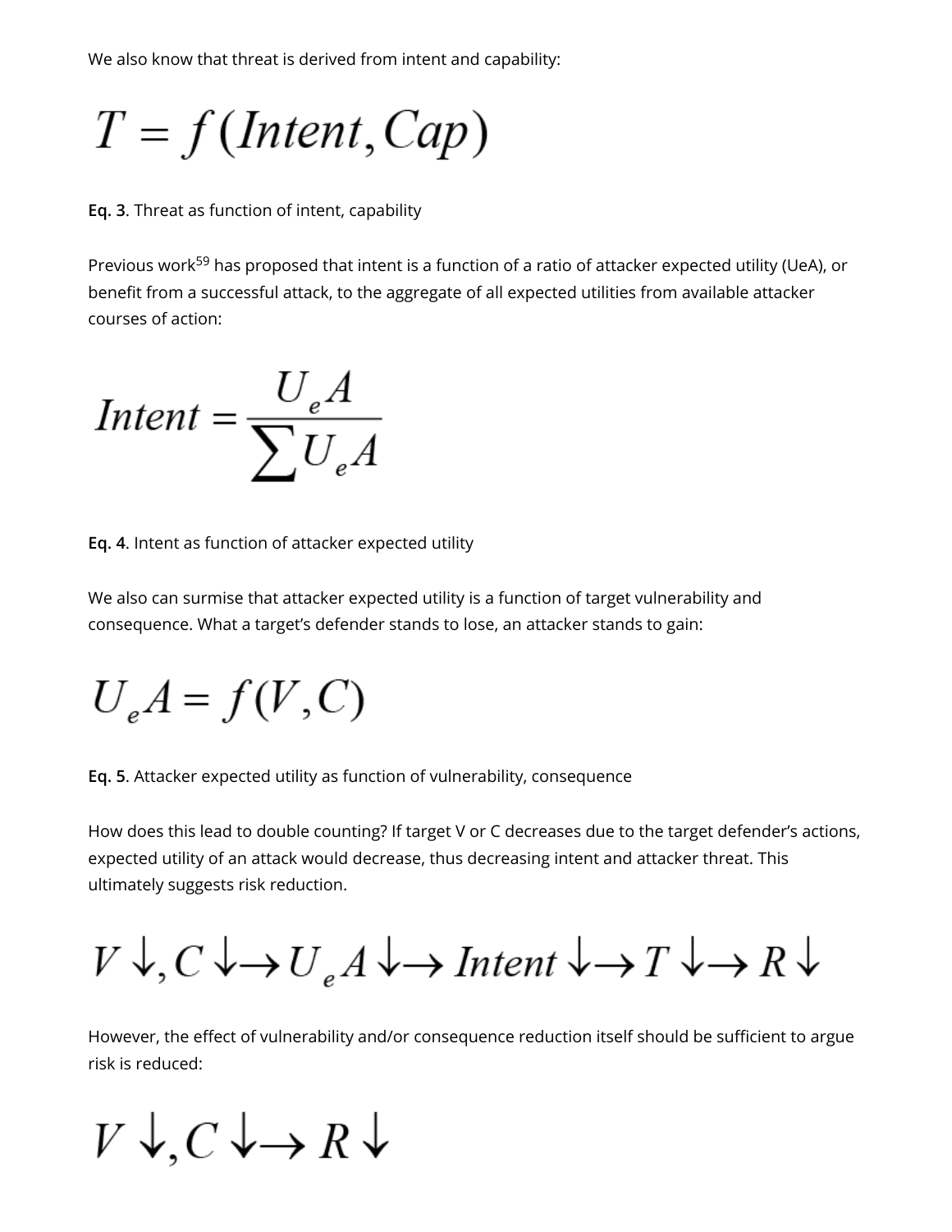We also know that threat is derived from intent and capability:

$$T = f(Intent, Cap)$$

**Eq. 3.** Threat as function of intent, capability

Previous work[59] has proposed that intent is a function of a ratio of attacker expected utility (UeA), or benefit from a successful attack, to the aggregate of all expected utilities from available attacker courses of action:

$$Intent = \frac{U_e A}{\sum U_e A}$$

**Eq. 4.** Intent as function of attacker expected utility

We also can surmise that attacker expected utility is a function of target vulnerability and consequence. What a target's defender stands to lose, an attacker stands to gain:

$$U_e A = f(V, C)$$

**Eq. 5.** Attacker expected utility as function of vulnerability, consequence

How does this lead to double counting? If target V or C decreases due to the target defender's actions, expected utility of an attack would decrease, thus decreasing intent and attacker threat. This ultimately suggests risk reduction.

$$V \downarrow, C \downarrow \rightarrow U_e A \downarrow \rightarrow Intent \downarrow \rightarrow T \downarrow \rightarrow R \downarrow$$

However, the effect of vulnerability and/or consequence reduction itself should be sufficient to argue risk is reduced:

$$V \downarrow, C \downarrow \rightarrow R \downarrow$$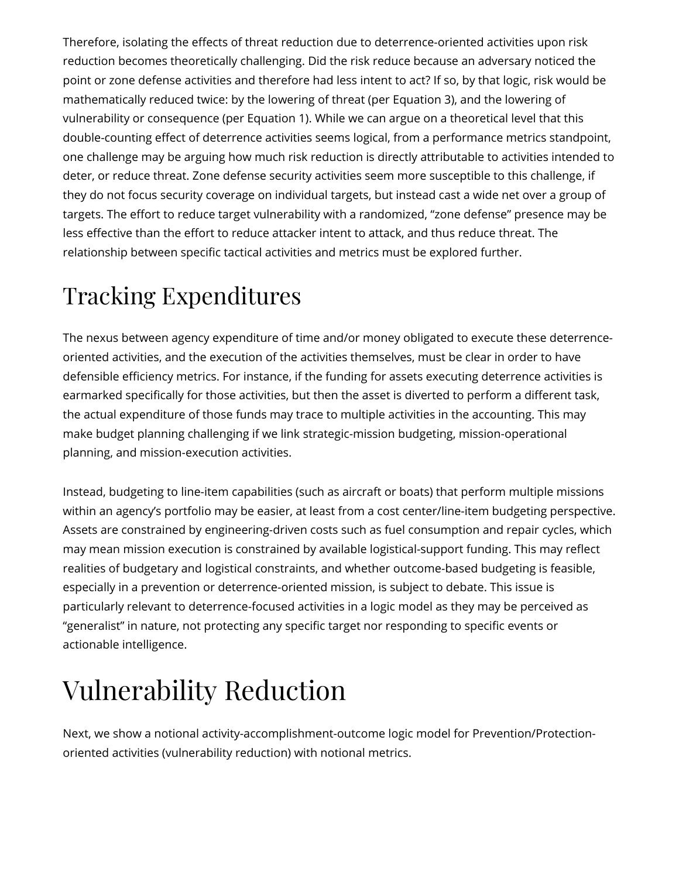Therefore, isolating the effects of threat reduction due to deterrence-oriented activities upon risk reduction becomes theoretically challenging. Did the risk reduce because an adversary noticed the point or zone defense activities and therefore had less intent to act? If so, by that logic, risk would be mathematically reduced twice: by the lowering of threat (per Equation 3), and the lowering of vulnerability or consequence (per Equation 1). While we can argue on a theoretical level that this double-counting effect of deterrence activities seems logical, from a performance metrics standpoint, one challenge may be arguing how much risk reduction is directly attributable to activities intended to deter, or reduce threat. Zone defense security activities seem more susceptible to this challenge, if they do not focus security coverage on individual targets, but instead cast a wide net over a group of targets. The effort to reduce target vulnerability with a randomized, "zone defense" presence may be less effective than the effort to reduce attacker intent to attack, and thus reduce threat. The relationship between specific tactical activities and metrics must be explored further.

# Tracking Expenditures

The nexus between agency expenditure of time and/or money obligated to execute these deterrence-oriented activities, and the execution of the activities themselves, must be clear in order to have defensible efficiency metrics. For instance, if the funding for assets executing deterrence activities is earmarked specifically for those activities, but then the asset is diverted to perform a different task, the actual expenditure of those funds may trace to multiple activities in the accounting. This may make budget planning challenging if we link strategic-mission budgeting, mission-operational planning, and mission-execution activities.

Instead, budgeting to line-item capabilities (such as aircraft or boats) that perform multiple missions within an agency's portfolio may be easier, at least from a cost center/line-item budgeting perspective. Assets are constrained by engineering-driven costs such as fuel consumption and repair cycles, which may mean mission execution is constrained by available logistical-support funding. This may reflect realities of budgetary and logistical constraints, and whether outcome-based budgeting is feasible, especially in a prevention or deterrence-oriented mission, is subject to debate. This issue is particularly relevant to deterrence-focused activities in a logic model as they may be perceived as "generalist" in nature, not protecting any specific target nor responding to specific events or actionable intelligence.

# Vulnerability Reduction

Next, we show a notional activity-accomplishment-outcome logic model for Prevention/Protection-oriented activities (vulnerability reduction) with notional metrics.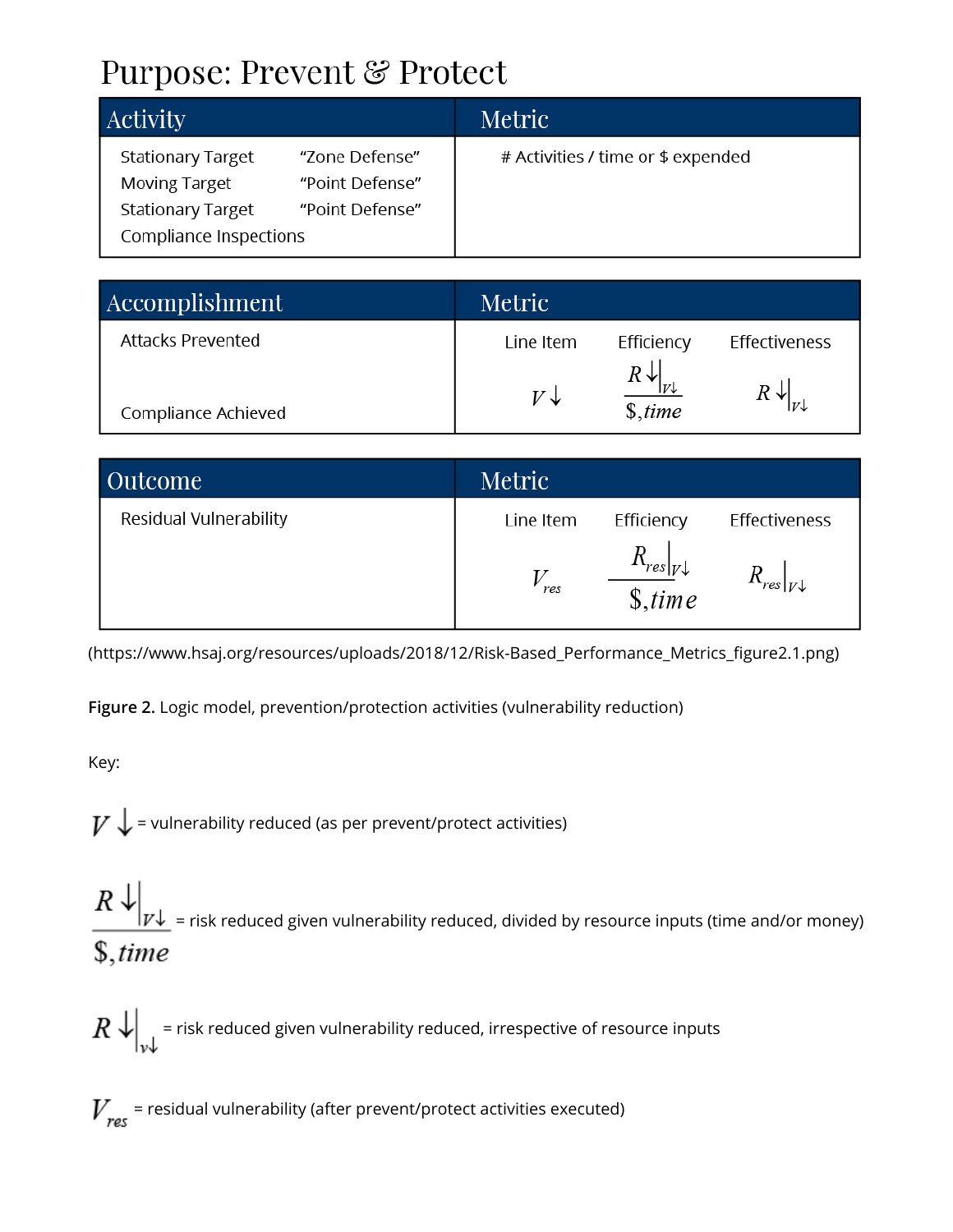# Purpose: Prevent & Protect

| Activity | | Metric |
|---|---|---|
| Stationary Target | "Zone Defense" | # Activities / time or $ expended |
| Moving Target | "Point Defense" | |
| Stationary Target | "Point Defense" | |
| Compliance Inspections | | |

| Accomplishment | Metric | | |
|---|---|---|---|
| | Line Item | Efficiency | Effectiveness |
| Attacks Prevented | $V\downarrow$ | $\frac{R\downarrow\|_{V\downarrow}}{\$, time}$ | $R\downarrow\|_{V\downarrow}$ |
| Compliance Achieved | | | |

| Outcome | Metric | | |
|---|---|---|---|
| | Line Item | Efficiency | Effectiveness |
| Residual Vulnerability | $V_{res}$ | $\frac{R_{res}\|_{V\downarrow}}{\$, time}$ | $R_{res}\|_{V\downarrow}$ |

(https://www.hsaj.org/resources/uploads/2018/12/Risk-Based_Performance_Metrics_figure2.1.png)

**Figure 2.** Logic model, prevention/protection activities (vulnerability reduction)

Key:

$V\downarrow$ = vulnerability reduced (as per prevent/protect activities)

$\frac{R\downarrow|_{V\downarrow}}{\$, time}$ = risk reduced given vulnerability reduced, divided by resource inputs (time and/or money)

$R\downarrow|_{v\downarrow}$ = risk reduced given vulnerability reduced, irrespective of resource inputs

$V_{res}$ = residual vulnerability (after prevent/protect activities executed)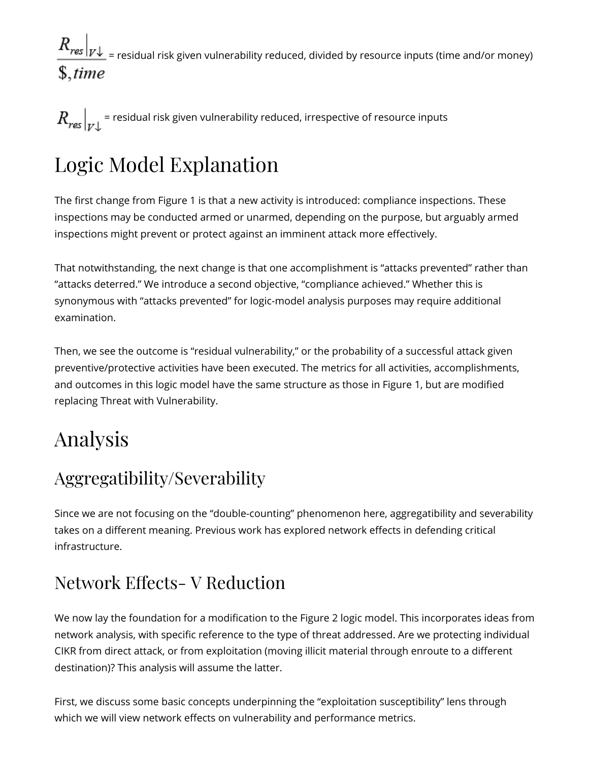$\frac{R_{res}|_{V\downarrow}}{\$, time}$ = residual risk given vulnerability reduced, divided by resource inputs (time and/or money)

$R_{res}|_{V\downarrow}$ = residual risk given vulnerability reduced, irrespective of resource inputs

# Logic Model Explanation

The first change from Figure 1 is that a new activity is introduced: compliance inspections. These inspections may be conducted armed or unarmed, depending on the purpose, but arguably armed inspections might prevent or protect against an imminent attack more effectively.

That notwithstanding, the next change is that one accomplishment is "attacks prevented" rather than "attacks deterred." We introduce a second objective, "compliance achieved." Whether this is synonymous with "attacks prevented" for logic-model analysis purposes may require additional examination.

Then, we see the outcome is "residual vulnerability," or the probability of a successful attack given preventive/protective activities have been executed. The metrics for all activities, accomplishments, and outcomes in this logic model have the same structure as those in Figure 1, but are modified replacing Threat with Vulnerability.

# Analysis

## Aggregatibility/Severability

Since we are not focusing on the "double-counting" phenomenon here, aggregatibility and severability takes on a different meaning. Previous work has explored network effects in defending critical infrastructure.

## Network Effects- V Reduction

We now lay the foundation for a modification to the Figure 2 logic model. This incorporates ideas from network analysis, with specific reference to the type of threat addressed. Are we protecting individual CIKR from direct attack, or from exploitation (moving illicit material through enroute to a different destination)? This analysis will assume the latter.

First, we discuss some basic concepts underpinning the "exploitation susceptibility" lens through which we will view network effects on vulnerability and performance metrics.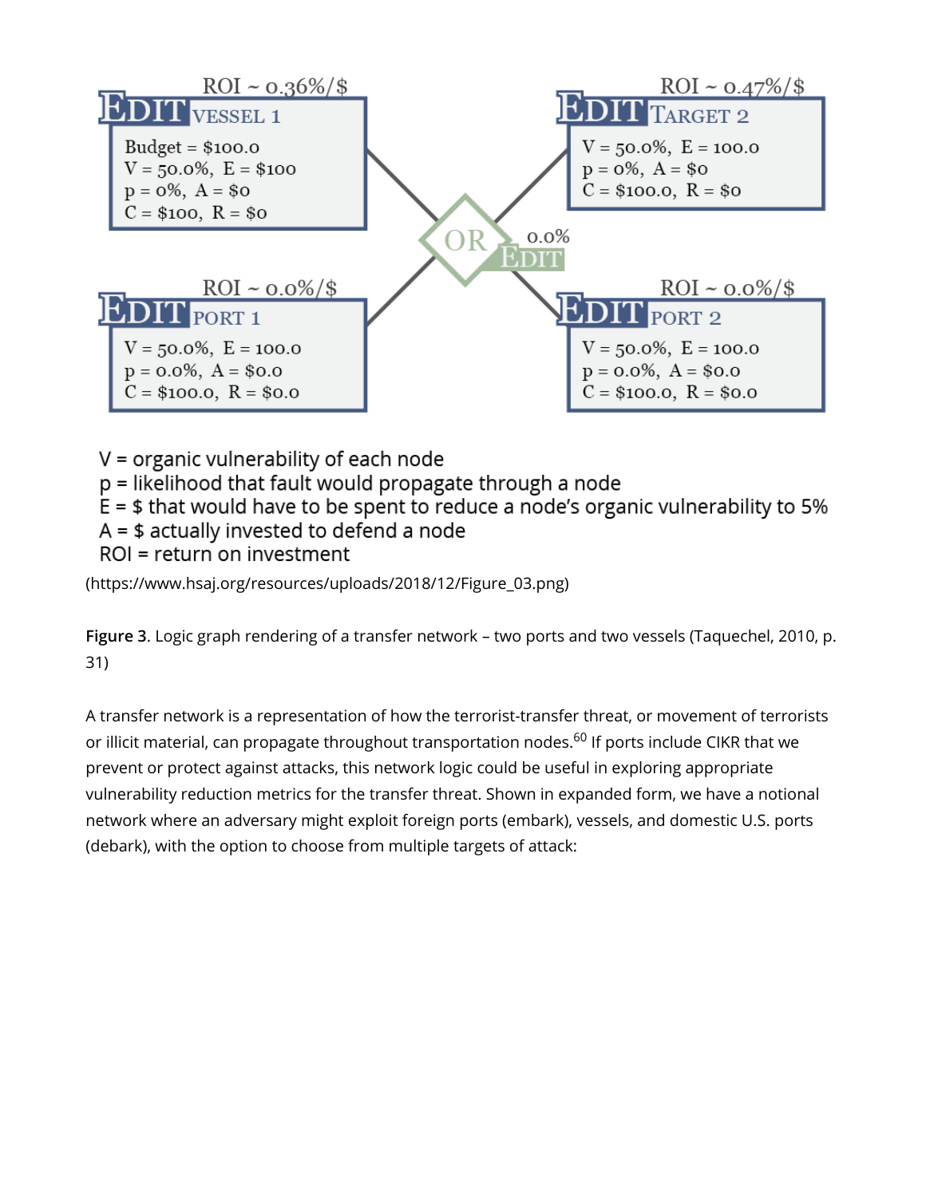ROI ~ 0.36%/$

EDIT VESSEL 1

Budget = $100.0
V = 50.0%, E = $100
p = 0%, A = $0
C = $100, R = $0

ROI ~ 0.47%/$

EDIT TARGET 2

V = 50.0%, E = 100.0
p = 0%, A = $0
C = $100.0, R = $0

OR 0.0% EDIT

ROI ~ 0.0%/$

EDIT PORT 1

V = 50.0%, E = 100.0
p = 0.0%, A = $0.0
C = $100.0, R = $0.0

ROI ~ 0.0%/$

EDIT PORT 2

V = 50.0%, E = 100.0
p = 0.0%, A = $0.0
C = $100.0, R = $0.0

V = organic vulnerability of each node
p = likelihood that fault would propagate through a node
E = $ that would have to be spent to reduce a node's organic vulnerability to 5%
A = $ actually invested to defend a node
ROI = return on investment

(https://www.hsaj.org/resources/uploads/2018/12/Figure_03.png)

**Figure 3**. Logic graph rendering of a transfer network – two ports and two vessels (Taquechel, 2010, p. 31)

A transfer network is a representation of how the terrorist-transfer threat, or movement of terrorists or illicit material, can propagate throughout transportation nodes.[60] If ports include CIKR that we prevent or protect against attacks, this network logic could be useful in exploring appropriate vulnerability reduction metrics for the transfer threat. Shown in expanded form, we have a notional network where an adversary might exploit foreign ports (embark), vessels, and domestic U.S. ports (debark), with the option to choose from multiple targets of attack: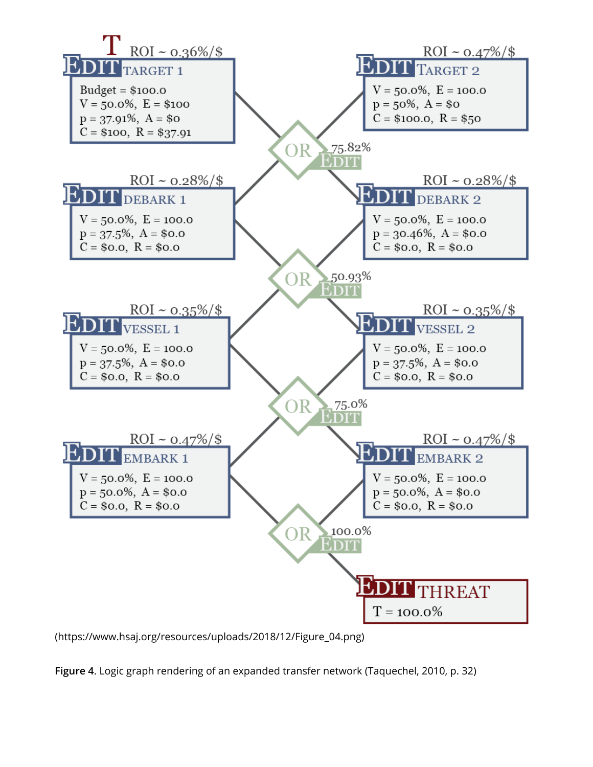ROI ~ 0.36%/$

T

**EDIT TARGET 1**

Budget = $100.0
V = 50.0%, E = $100
p = 37.91%, A = $0
C = $100, R = $37.91

ROI ~ 0.47%/$

**EDIT TARGET 2**

V = 50.0%, E = 100.0
p = 50%, A = $0
C = $100.0, R = $50

OR — 75.82% EDIT

ROI ~ 0.28%/$

**EDIT DEBARK 1**

V = 50.0%, E = 100.0
p = 37.5%, A = $0.0
C = $0.0, R = $0.0

ROI ~ 0.28%/$

**EDIT DEBARK 2**

V = 50.0%, E = 100.0
p = 30.46%, A = $0.0
C = $0.0, R = $0.0

OR — 50.93% EDIT

ROI ~ 0.35%/$

**EDIT VESSEL 1**

V = 50.0%, E = 100.0
p = 37.5%, A = $0.0
C = $0.0, R = $0.0

ROI ~ 0.35%/$

**EDIT VESSEL 2**

V = 50.0%, E = 100.0
p = 37.5%, A = $0.0
C = $0.0, R = $0.0

OR — 75.0% EDIT

ROI ~ 0.47%/$

**EDIT EMBARK 1**

V = 50.0%, E = 100.0
p = 50.0%, A = $0.0
C = $0.0, R = $0.0

ROI ~ 0.47%/$

**EDIT EMBARK 2**

V = 50.0%, E = 100.0
p = 50.0%, A = $0.0
C = $0.0, R = $0.0

OR — 100.0% EDIT

**EDIT THREAT**

T = 100.0%

(https://www.hsaj.org/resources/uploads/2018/12/Figure_04.png)

**Figure 4**. Logic graph rendering of an expanded transfer network (Taquechel, 2010, p. 32)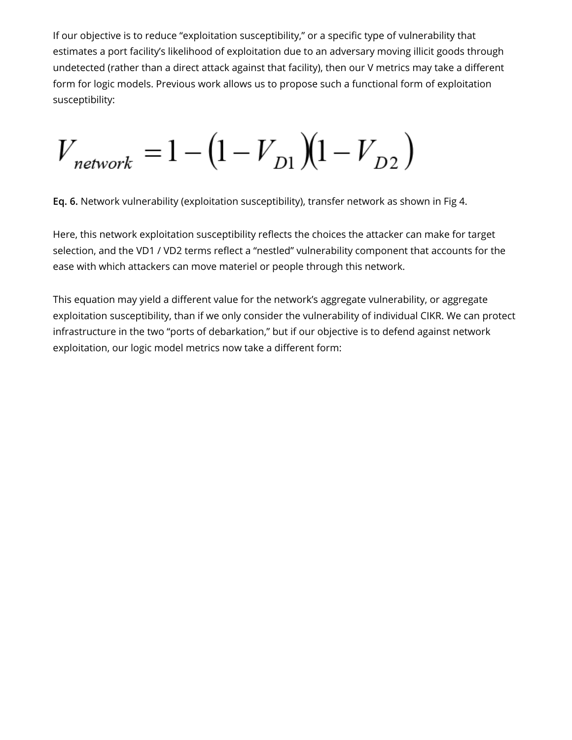If our objective is to reduce "exploitation susceptibility," or a specific type of vulnerability that estimates a port facility's likelihood of exploitation due to an adversary moving illicit goods through undetected (rather than a direct attack against that facility), then our V metrics may take a different form for logic models. Previous work allows us to propose such a functional form of exploitation susceptibility:

$$V_{network} = 1 - (1 - V_{D1})(1 - V_{D2})$$

**Eq. 6.** Network vulnerability (exploitation susceptibility), transfer network as shown in Fig 4.

Here, this network exploitation susceptibility reflects the choices the attacker can make for target selection, and the VD1 / VD2 terms reflect a "nestled" vulnerability component that accounts for the ease with which attackers can move materiel or people through this network.

This equation may yield a different value for the network's aggregate vulnerability, or aggregate exploitation susceptibility, than if we only consider the vulnerability of individual CIKR. We can protect infrastructure in the two "ports of debarkation," but if our objective is to defend against network exploitation, our logic model metrics now take a different form: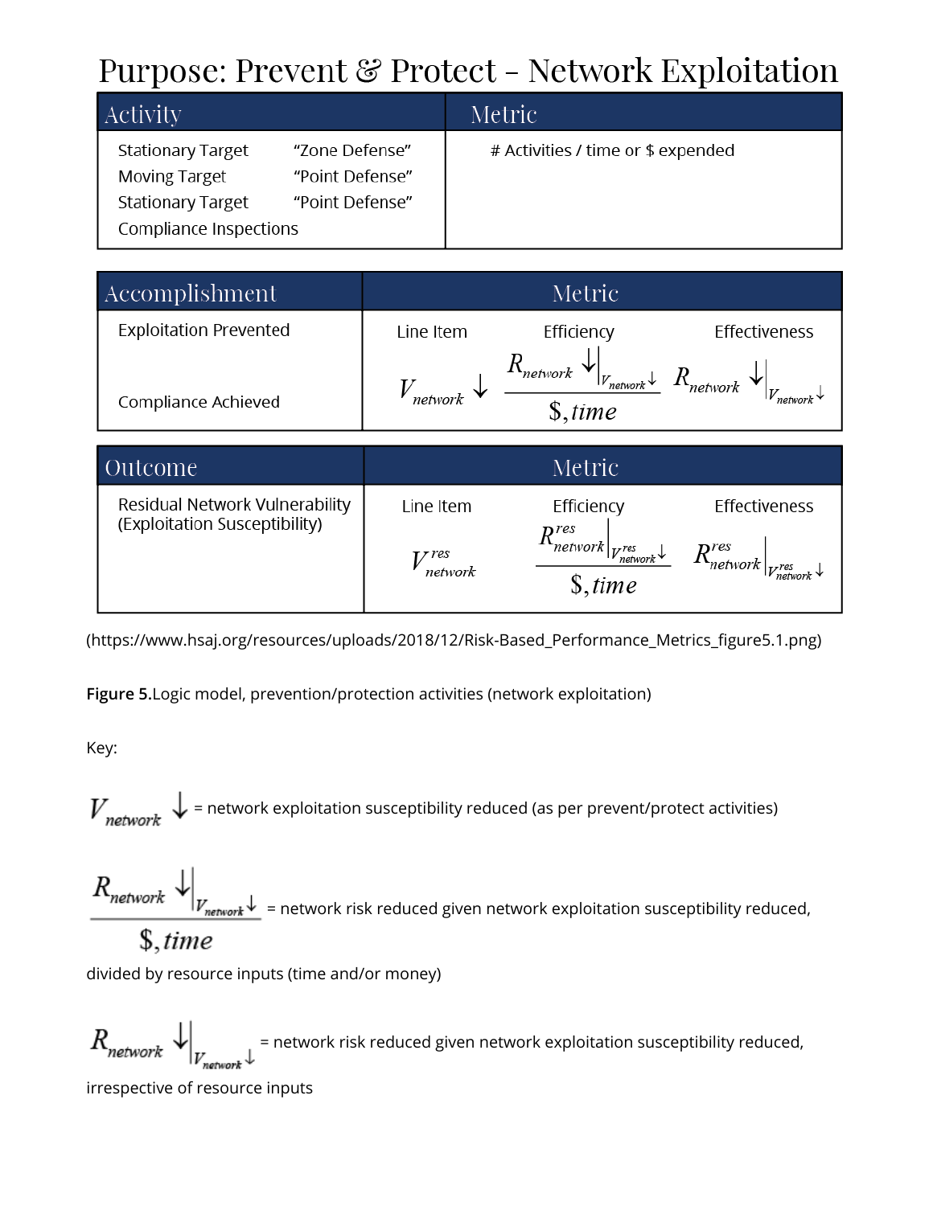# Purpose: Prevent & Protect – Network Exploitation

| Activity | | Metric |
|---|---|---|
| Stationary Target | "Zone Defense" | # Activities / time or $ expended |
| Moving Target | "Point Defense" | |
| Stationary Target | "Point Defense" | |
| Compliance Inspections | | |

| Accomplishment | Metric | | |
|---|---|---|---|
| | Line Item | Efficiency | Effectiveness |
| Exploitation Prevented<br><br>Compliance Achieved | $V_{network} \downarrow$ | $\dfrac{R_{network} \downarrow\big\vert_{V_{network}\downarrow}}{\$, time}$ | $R_{network} \downarrow\big\vert_{V_{network}\downarrow}$ |

| Outcome | Metric | | |
|---|---|---|---|
| | Line Item | Efficiency | Effectiveness |
| Residual Network Vulnerability (Exploitation Susceptibility) | $V^{res}_{network}$ | $\dfrac{R^{res}_{network}\big\vert_{V^{res}_{network}\downarrow}}{\$, time}$ | $R^{res}_{network}\big\vert_{V^{res}_{network}\downarrow}$ |

(https://www.hsaj.org/resources/uploads/2018/12/Risk-Based_Performance_Metrics_figure5.1.png)

**Figure 5.** Logic model, prevention/protection activities (network exploitation)

Key:

$V_{network} \downarrow$ = network exploitation susceptibility reduced (as per prevent/protect activities)

$\dfrac{R_{network} \downarrow\big\vert_{V_{network}\downarrow}}{\$, time}$ = network risk reduced given network exploitation susceptibility reduced, divided by resource inputs (time and/or money)

$R_{network} \downarrow\big\vert_{V_{network}\downarrow}$ = network risk reduced given network exploitation susceptibility reduced, irrespective of resource inputs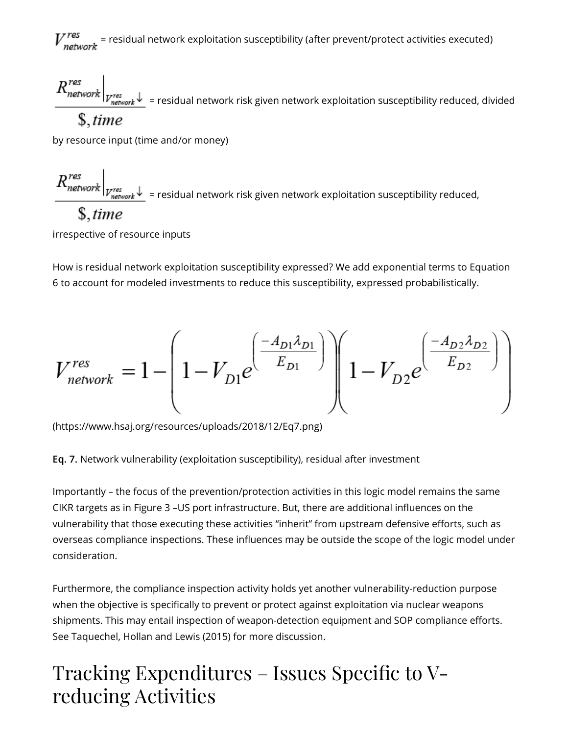$V^{res}_{network}$ = residual network exploitation susceptibility (after prevent/protect activities executed)

$\dfrac{R^{res}_{network}\Big|_{V^{res}_{network}\downarrow}}{\$, time}$ = residual network risk given network exploitation susceptibility reduced, divided by resource input (time and/or money)

$\dfrac{R^{res}_{network}\Big|_{V^{res}_{network}\downarrow}}{\$, time}$ = residual network risk given network exploitation susceptibility reduced, irrespective of resource inputs

How is residual network exploitation susceptibility expressed? We add exponential terms to Equation 6 to account for modeled investments to reduce this susceptibility, expressed probabilistically.

$$V^{res}_{network} = 1 - \left(1 - V_{D1} e^{\left(\frac{-A_{D1}\lambda_{D1}}{E_{D1}}\right)}\right)\left(1 - V_{D2} e^{\left(\frac{-A_{D2}\lambda_{D2}}{E_{D2}}\right)}\right)$$

(https://www.hsaj.org/resources/uploads/2018/12/Eq7.png)

**Eq. 7.** Network vulnerability (exploitation susceptibility), residual after investment

Importantly – the focus of the prevention/protection activities in this logic model remains the same CIKR targets as in Figure 3 –US port infrastructure. But, there are additional influences on the vulnerability that those executing these activities "inherit" from upstream defensive efforts, such as overseas compliance inspections. These influences may be outside the scope of the logic model under consideration.

Furthermore, the compliance inspection activity holds yet another vulnerability-reduction purpose when the objective is specifically to prevent or protect against exploitation via nuclear weapons shipments. This may entail inspection of weapon-detection equipment and SOP compliance efforts. See Taquechel, Hollan and Lewis (2015) for more discussion.

# Tracking Expenditures – Issues Specific to V-reducing Activities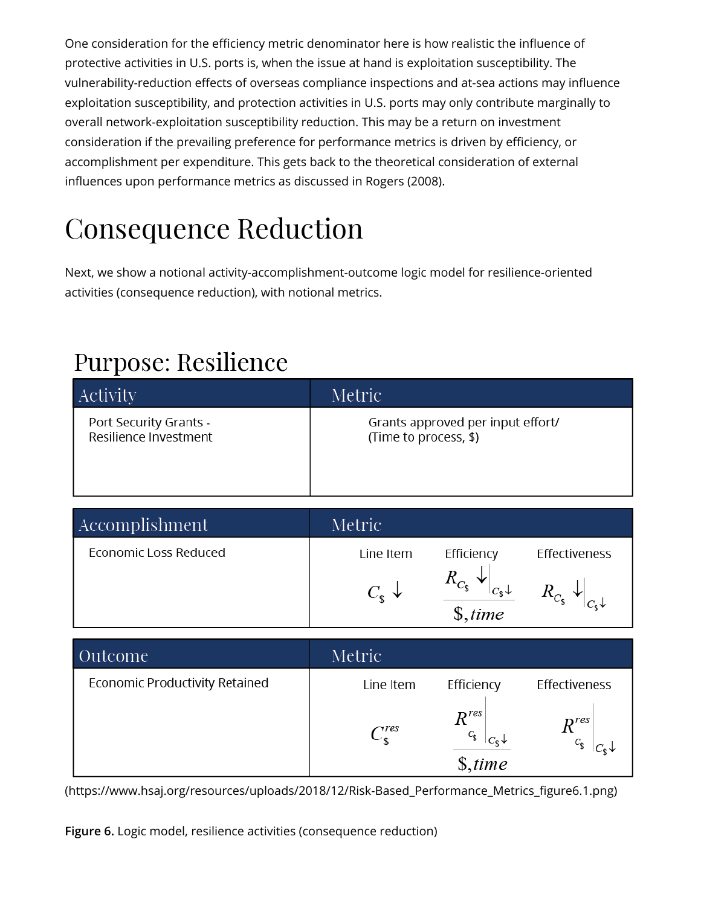One consideration for the efficiency metric denominator here is how realistic the influence of protective activities in U.S. ports is, when the issue at hand is exploitation susceptibility. The vulnerability-reduction effects of overseas compliance inspections and at-sea actions may influence exploitation susceptibility, and protection activities in U.S. ports may only contribute marginally to overall network-exploitation susceptibility reduction. This may be a return on investment consideration if the prevailing preference for performance metrics is driven by efficiency, or accomplishment per expenditure. This gets back to the theoretical consideration of external influences upon performance metrics as discussed in Rogers (2008).

# Consequence Reduction

Next, we show a notional activity-accomplishment-outcome logic model for resilience-oriented activities (consequence reduction), with notional metrics.

## Purpose: Resilience

| Activity | Metric |
| --- | --- |
| Port Security Grants - Resilience Investment | Grants approved per input effort/ (Time to process, $) |

| Accomplishment | Metric | | |
| --- | --- | --- | --- |
| | Line Item | Efficiency | Effectiveness |
| Economic Loss Reduced | $C_\$ \downarrow$ | $\dfrac{R_{C_\$} \downarrow \big\vert_{C_\$ \downarrow}}{\$, time}$ | $R_{C_\$} \downarrow \big\vert_{C_\$ \downarrow}$ |

| Outcome | Metric | | |
| --- | --- | --- | --- |
| | Line Item | Efficiency | Effectiveness |
| Economic Productivity Retained | $C_\$^{res}$ | $\dfrac{R_{C_\$}^{res} \big\vert_{C_\$ \downarrow}}{\$, time}$ | $R_{C_\$}^{res} \big\vert_{C_\$ \downarrow}$ |

(https://www.hsaj.org/resources/uploads/2018/12/Risk-Based_Performance_Metrics_figure6.1.png)

**Figure 6.** Logic model, resilience activities (consequence reduction)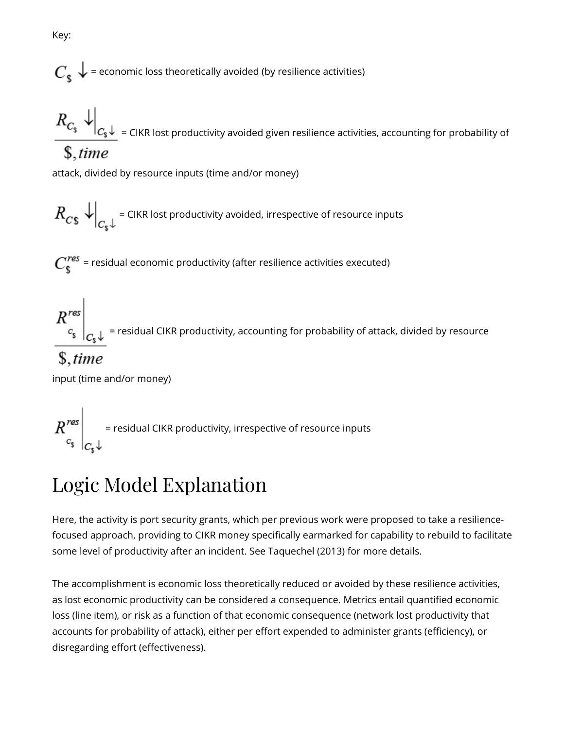Key:

$C_{\$} \downarrow$ = economic loss theoretically avoided (by resilience activities)

$\frac{R_{C_{\$}} \downarrow\big|_{C_{\$}\downarrow}}{\$, time}$ = CIKR lost productivity avoided given resilience activities, accounting for probability of attack, divided by resource inputs (time and/or money)

$R_{C\$} \downarrow\big|_{C_{\$}\downarrow}$ = CIKR lost productivity avoided, irrespective of resource inputs

$C_{\$}^{res}$ = residual economic productivity (after resilience activities executed)

$\frac{R^{res}_{C_{\$}}\big|_{C_{\$}\downarrow}}{\$, time}$ = residual CIKR productivity, accounting for probability of attack, divided by resource input (time and/or money)

$R^{res}_{C_{\$}}\big|_{C_{\$}\downarrow}$ = residual CIKR productivity, irrespective of resource inputs

# Logic Model Explanation

Here, the activity is port security grants, which per previous work were proposed to take a resilience-focused approach, providing to CIKR money specifically earmarked for capability to rebuild to facilitate some level of productivity after an incident. See Taquechel (2013) for more details.

The accomplishment is economic loss theoretically reduced or avoided by these resilience activities, as lost economic productivity can be considered a consequence. Metrics entail quantified economic loss (line item), or risk as a function of that economic consequence (network lost productivity that accounts for probability of attack), either per effort expended to administer grants (efficiency), or disregarding effort (effectiveness).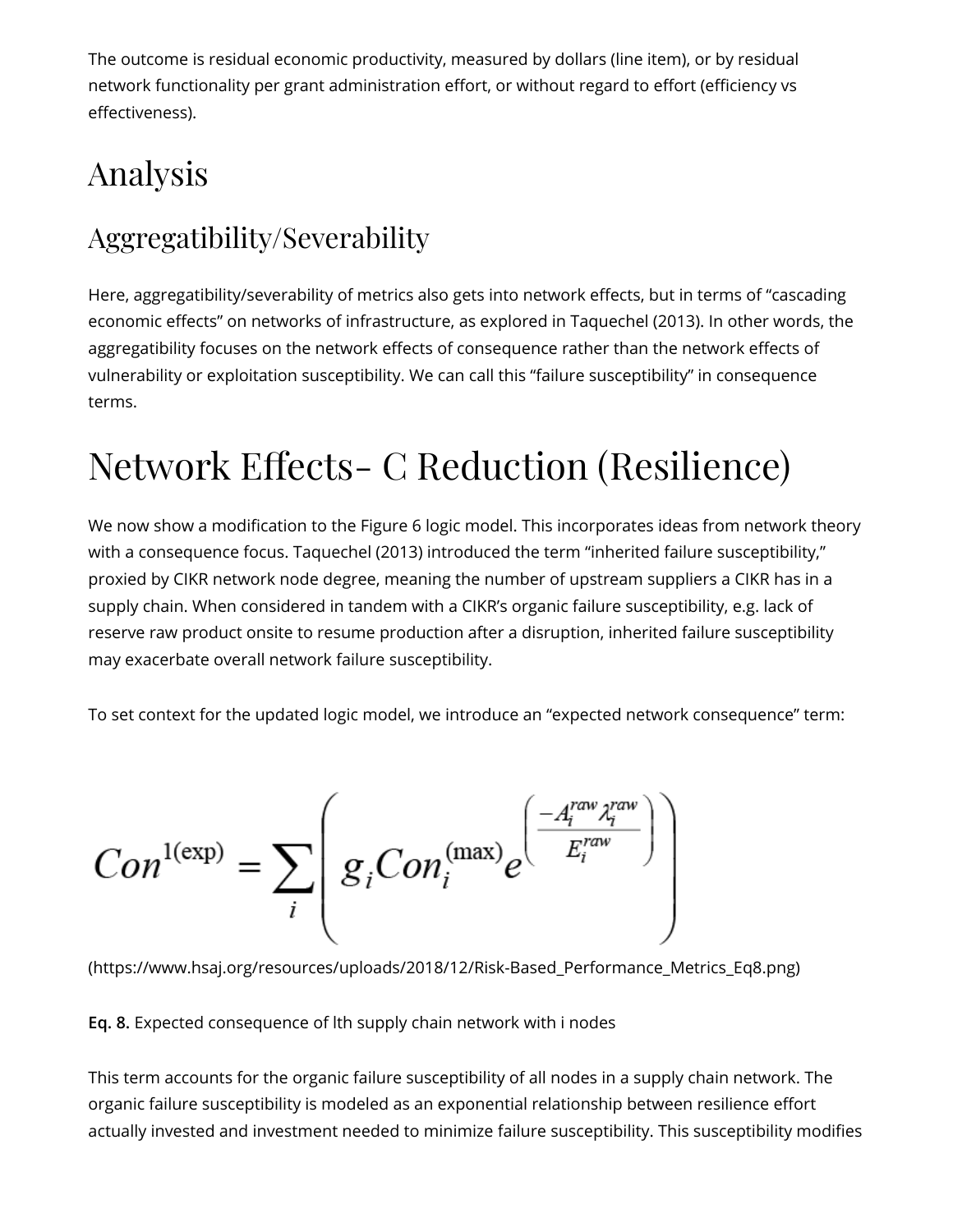The outcome is residual economic productivity, measured by dollars (line item), or by residual network functionality per grant administration effort, or without regard to effort (efficiency vs effectiveness).

# Analysis

## Aggregatibility/Severability

Here, aggregatibility/severability of metrics also gets into network effects, but in terms of "cascading economic effects" on networks of infrastructure, as explored in Taquechel (2013). In other words, the aggregatibility focuses on the network effects of consequence rather than the network effects of vulnerability or exploitation susceptibility. We can call this "failure susceptibility" in consequence terms.

# Network Effects- C Reduction (Resilience)

We now show a modification to the Figure 6 logic model. This incorporates ideas from network theory with a consequence focus. Taquechel (2013) introduced the term "inherited failure susceptibility," proxied by CIKR network node degree, meaning the number of upstream suppliers a CIKR has in a supply chain. When considered in tandem with a CIKR's organic failure susceptibility, e.g. lack of reserve raw product onsite to resume production after a disruption, inherited failure susceptibility may exacerbate overall network failure susceptibility.

To set context for the updated logic model, we introduce an "expected network consequence" term:

$$Con^{1(\exp)} = \sum_i \left( g_i Con_i^{(\max)} e^{\left( \frac{-A_i^{raw} \lambda_i^{raw}}{E_i^{raw}} \right)} \right)$$

(https://www.hsaj.org/resources/uploads/2018/12/Risk-Based_Performance_Metrics_Eq8.png)

**Eq. 8.** Expected consequence of lth supply chain network with i nodes

This term accounts for the organic failure susceptibility of all nodes in a supply chain network. The organic failure susceptibility is modeled as an exponential relationship between resilience effort actually invested and investment needed to minimize failure susceptibility. This susceptibility modifies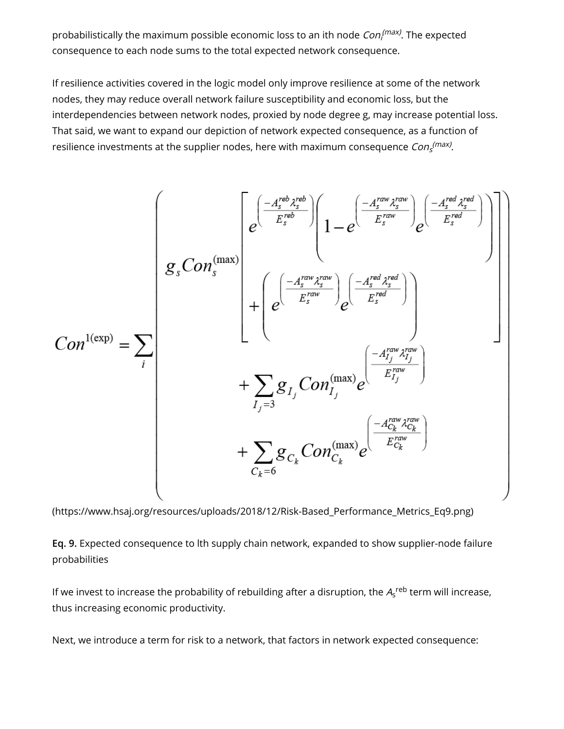probabilistically the maximum possible economic loss to an ith node $Con_i^{(max)}$. The expected consequence to each node sums to the total expected network consequence.

If resilience activities covered in the logic model only improve resilience at some of the network nodes, they may reduce overall network failure susceptibility and economic loss, but the interdependencies between network nodes, proxied by node degree g, may increase potential loss. That said, we want to expand our depiction of network expected consequence, as a function of resilience investments at the supplier nodes, here with maximum consequence $Con_s^{(max)}$.

$$Con^{1(\exp)} = \sum_i \left( g_s Con_s^{(\max)} \left[ e^{\left(\frac{-A_s^{reb}\lambda_s^{reb}}{E_s^{reb}}\right)} \left( 1 - e^{\left(\frac{-A_s^{raw}\lambda_s^{raw}}{E_s^{raw}}\right)} e^{\left(\frac{-A_s^{red}\lambda_s^{red}}{E_s^{red}}\right)} \right) + \left( e^{\left(\frac{-A_s^{raw}\lambda_s^{raw}}{E_s^{raw}}\right)} e^{\left(\frac{-A_s^{red}\lambda_s^{red}}{E_s^{red}}\right)} \right) \right] + \sum_{I_j=3} g_{I_j} Con_{I_j}^{(\max)} e^{\left(\frac{-A_{I_j}^{raw}\lambda_{I_j}^{raw}}{E_{I_j}^{raw}}\right)} + \sum_{C_k=6} g_{C_k} Con_{C_k}^{(\max)} e^{\left(\frac{-A_{C_k}^{raw}\lambda_{C_k}^{raw}}{E_{C_k}^{raw}}\right)} \right)$$

(https://www.hsaj.org/resources/uploads/2018/12/Risk-Based_Performance_Metrics_Eq9.png)

**Eq. 9.** Expected consequence to lth supply chain network, expanded to show supplier-node failure probabilities

If we invest to increase the probability of rebuilding after a disruption, the $A_s^{reb}$ term will increase, thus increasing economic productivity.

Next, we introduce a term for risk to a network, that factors in network expected consequence: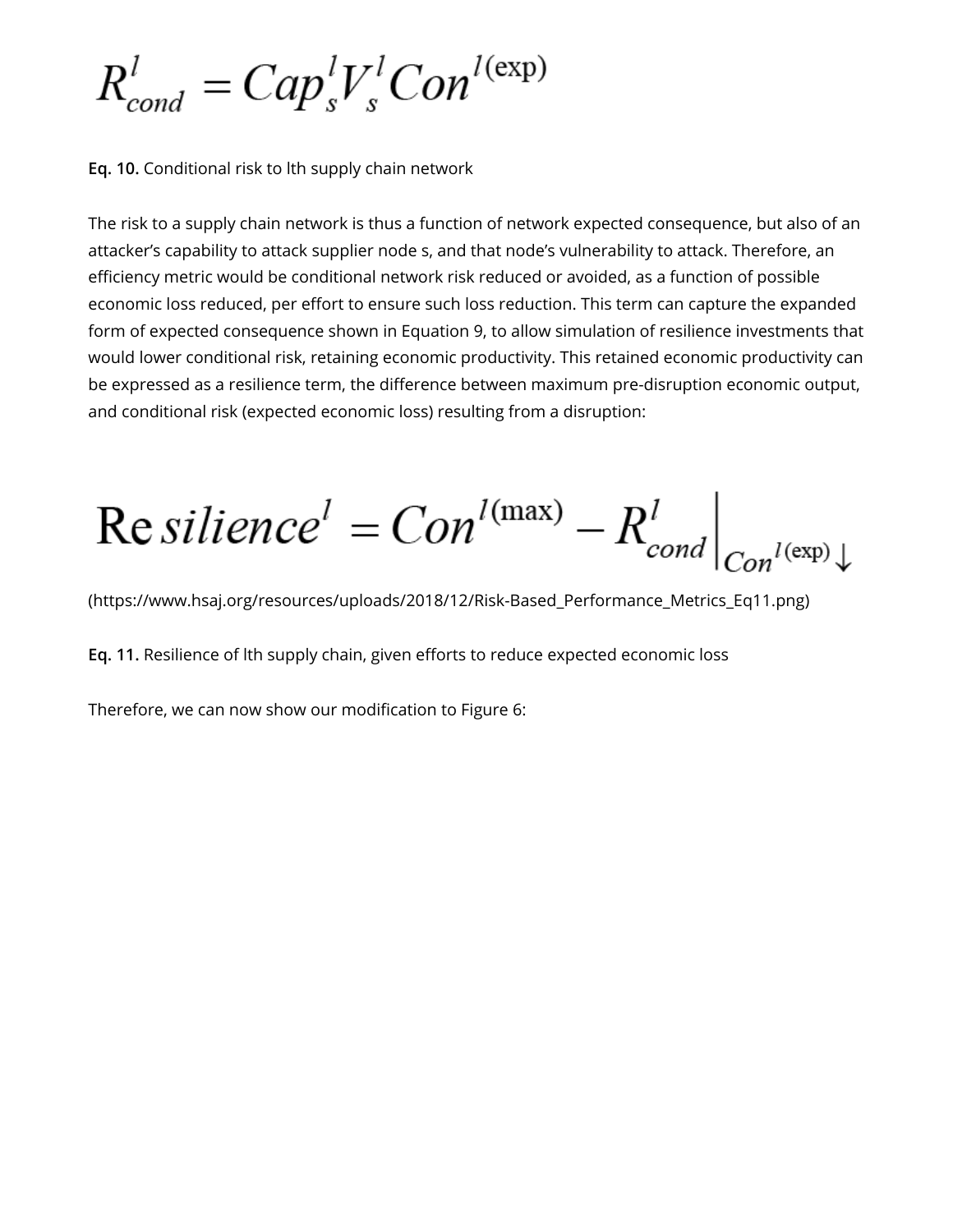$$R^{l}_{cond} = Cap^{l}_{s} V^{l}_{s} Con^{l(\exp)}$$

**Eq. 10.** Conditional risk to lth supply chain network

The risk to a supply chain network is thus a function of network expected consequence, but also of an attacker's capability to attack supplier node s, and that node's vulnerability to attack. Therefore, an efficiency metric would be conditional network risk reduced or avoided, as a function of possible economic loss reduced, per effort to ensure such loss reduction. This term can capture the expanded form of expected consequence shown in Equation 9, to allow simulation of resilience investments that would lower conditional risk, retaining economic productivity. This retained economic productivity can be expressed as a resilience term, the difference between maximum pre-disruption economic output, and conditional risk (expected economic loss) resulting from a disruption:

$$\mathrm{Re}\,silience^{l} = Con^{l(\max)} - R^{l}_{cond}\Big|_{Con^{l(\exp)}\downarrow}$$

(https://www.hsaj.org/resources/uploads/2018/12/Risk-Based_Performance_Metrics_Eq11.png)

**Eq. 11.** Resilience of lth supply chain, given efforts to reduce expected economic loss

Therefore, we can now show our modification to Figure 6: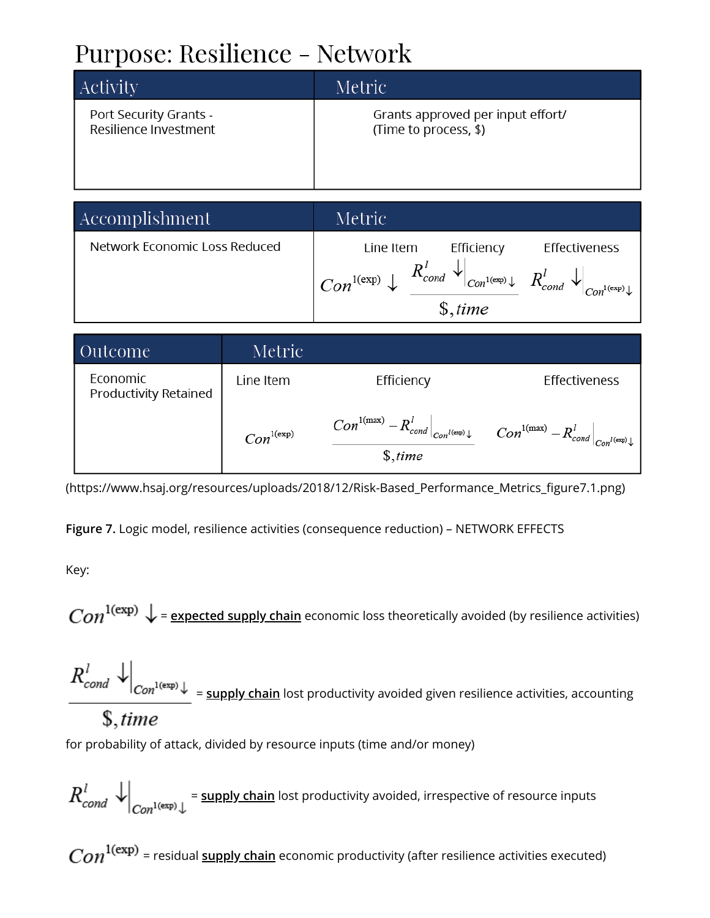# Purpose: Resilience - Network

| Activity | Metric |
|---|---|
| Port Security Grants - Resilience Investment | Grants approved per input effort/ (Time to process, $) |

| Accomplishment | Metric | | |
|---|---|---|---|
| | Line Item | Efficiency | Effectiveness |
| Network Economic Loss Reduced | $Con^{1(\exp)} \downarrow$ | $\dfrac{R^{l}_{cond} \downarrow\big\|_{Con^{1(\exp)}\downarrow}}{\$, time}$ | $R^{l}_{cond} \downarrow\big\|_{Con^{1(\exp)}\downarrow}$ |

| Outcome | Metric | | |
|---|---|---|---|
| | Line Item | Efficiency | Effectiveness |
| Economic Productivity Retained | $Con^{1(\exp)}$ | $\dfrac{Con^{1(\max)} - R^{l}_{cond}\big\|_{Con^{l(\exp)}\downarrow}}{\$, time}$ | $Con^{1(\max)} - R^{l}_{cond}\big\|_{Con^{l(\exp)}\downarrow}$ |

(https://www.hsaj.org/resources/uploads/2018/12/Risk-Based_Performance_Metrics_figure7.1.png)

**Figure 7.** Logic model, resilience activities (consequence reduction) – NETWORK EFFECTS

Key:

$Con^{1(\exp)} \downarrow$ = expected supply chain economic loss theoretically avoided (by resilience activities)

$\dfrac{R^{l}_{cond} \downarrow\big|_{Con^{1(\exp)}\downarrow}}{\$, time}$ = supply chain lost productivity avoided given resilience activities, accounting for probability of attack, divided by resource inputs (time and/or money)

$R^{l}_{cond} \downarrow\big|_{Con^{1(\exp)}\downarrow}$ = supply chain lost productivity avoided, irrespective of resource inputs

$Con^{1(\exp)}$ = residual supply chain economic productivity (after resilience activities executed)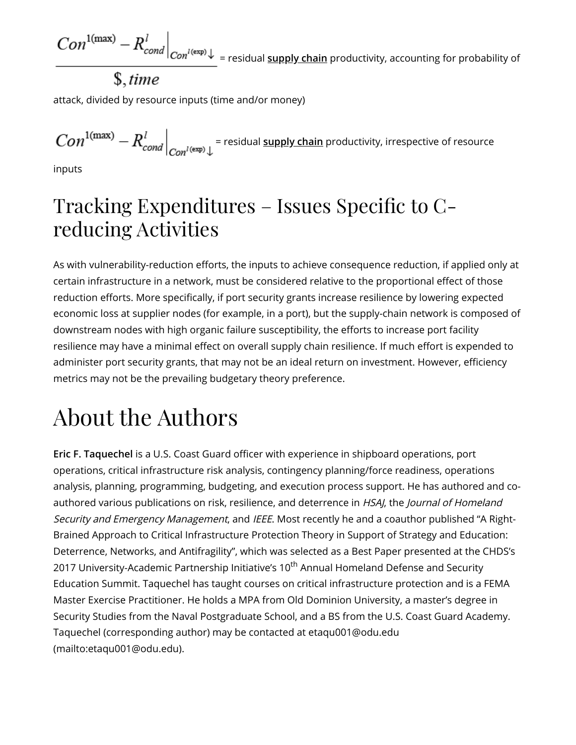$$\frac{Con^{1(\max)} - R^{l}_{cond}\Big|_{Con^{l(\exp)}\downarrow}}{\$, time}$$ = residual **supply chain** productivity, accounting for probability of attack, divided by resource inputs (time and/or money)

$$Con^{1(\max)} - R^{l}_{cond}\Big|_{Con^{l(\exp)}\downarrow}$$ = residual **supply chain** productivity, irrespective of resource inputs

## Tracking Expenditures – Issues Specific to C-reducing Activities

As with vulnerability-reduction efforts, the inputs to achieve consequence reduction, if applied only at certain infrastructure in a network, must be considered relative to the proportional effect of those reduction efforts. More specifically, if port security grants increase resilience by lowering expected economic loss at supplier nodes (for example, in a port), but the supply-chain network is composed of downstream nodes with high organic failure susceptibility, the efforts to increase port facility resilience may have a minimal effect on overall supply chain resilience. If much effort is expended to administer port security grants, that may not be an ideal return on investment. However, efficiency metrics may not be the prevailing budgetary theory preference.

# About the Authors

**Eric F. Taquechel** is a U.S. Coast Guard officer with experience in shipboard operations, port operations, critical infrastructure risk analysis, contingency planning/force readiness, operations analysis, planning, programming, budgeting, and execution process support. He has authored and co-authored various publications on risk, resilience, and deterrence in *HSAJ*, the *Journal of Homeland Security and Emergency Management*, and *IEEE*. Most recently he and a coauthor published "A Right-Brained Approach to Critical Infrastructure Protection Theory in Support of Strategy and Education: Deterrence, Networks, and Antifragility", which was selected as a Best Paper presented at the CHDS's 2017 University-Academic Partnership Initiative's 10th Annual Homeland Defense and Security Education Summit. Taquechel has taught courses on critical infrastructure protection and is a FEMA Master Exercise Practitioner. He holds a MPA from Old Dominion University, a master's degree in Security Studies from the Naval Postgraduate School, and a BS from the U.S. Coast Guard Academy. Taquechel (corresponding author) may be contacted at etaqu001@odu.edu (mailto:etaqu001@odu.edu).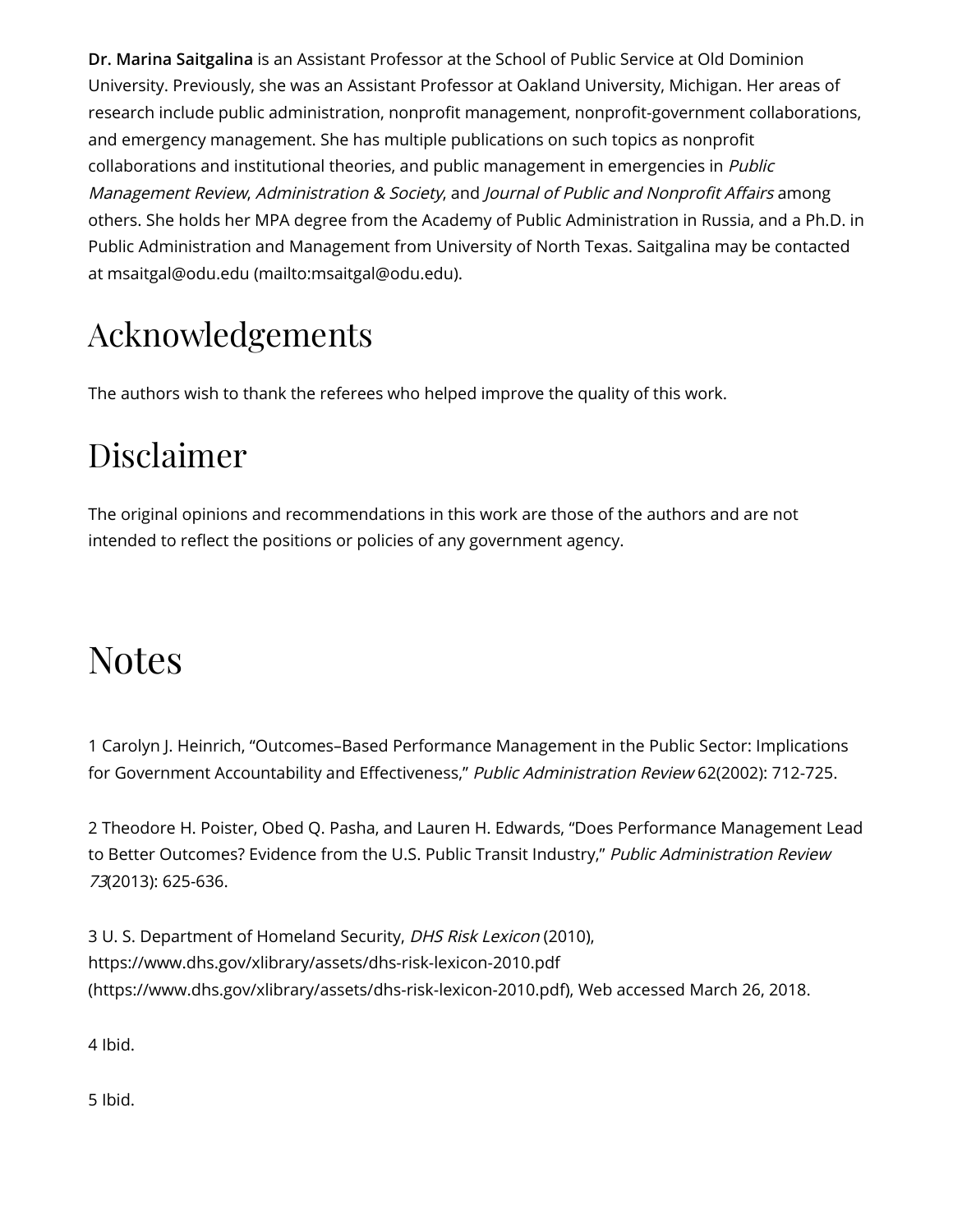**Dr. Marina Saitgalina** is an Assistant Professor at the School of Public Service at Old Dominion University. Previously, she was an Assistant Professor at Oakland University, Michigan. Her areas of research include public administration, nonprofit management, nonprofit-government collaborations, and emergency management. She has multiple publications on such topics as nonprofit collaborations and institutional theories, and public management in emergencies in *Public Management Review*, *Administration & Society*, and *Journal of Public and Nonprofit Affairs* among others. She holds her MPA degree from the Academy of Public Administration in Russia, and a Ph.D. in Public Administration and Management from University of North Texas. Saitgalina may be contacted at msaitgal@odu.edu (mailto:msaitgal@odu.edu).

## Acknowledgements

The authors wish to thank the referees who helped improve the quality of this work.

## Disclaimer

The original opinions and recommendations in this work are those of the authors and are not intended to reflect the positions or policies of any government agency.

# Notes

1 Carolyn J. Heinrich, “Outcomes–Based Performance Management in the Public Sector: Implications for Government Accountability and Effectiveness,” *Public Administration Review* 62(2002): 712-725.

2 Theodore H. Poister, Obed Q. Pasha, and Lauren H. Edwards, “Does Performance Management Lead to Better Outcomes? Evidence from the U.S. Public Transit Industry,” *Public Administration Review 73*(2013): 625-636.

3 U. S. Department of Homeland Security, *DHS Risk Lexicon* (2010), https://www.dhs.gov/xlibrary/assets/dhs-risk-lexicon-2010.pdf (https://www.dhs.gov/xlibrary/assets/dhs-risk-lexicon-2010.pdf), Web accessed March 26, 2018.

4 Ibid.

5 Ibid.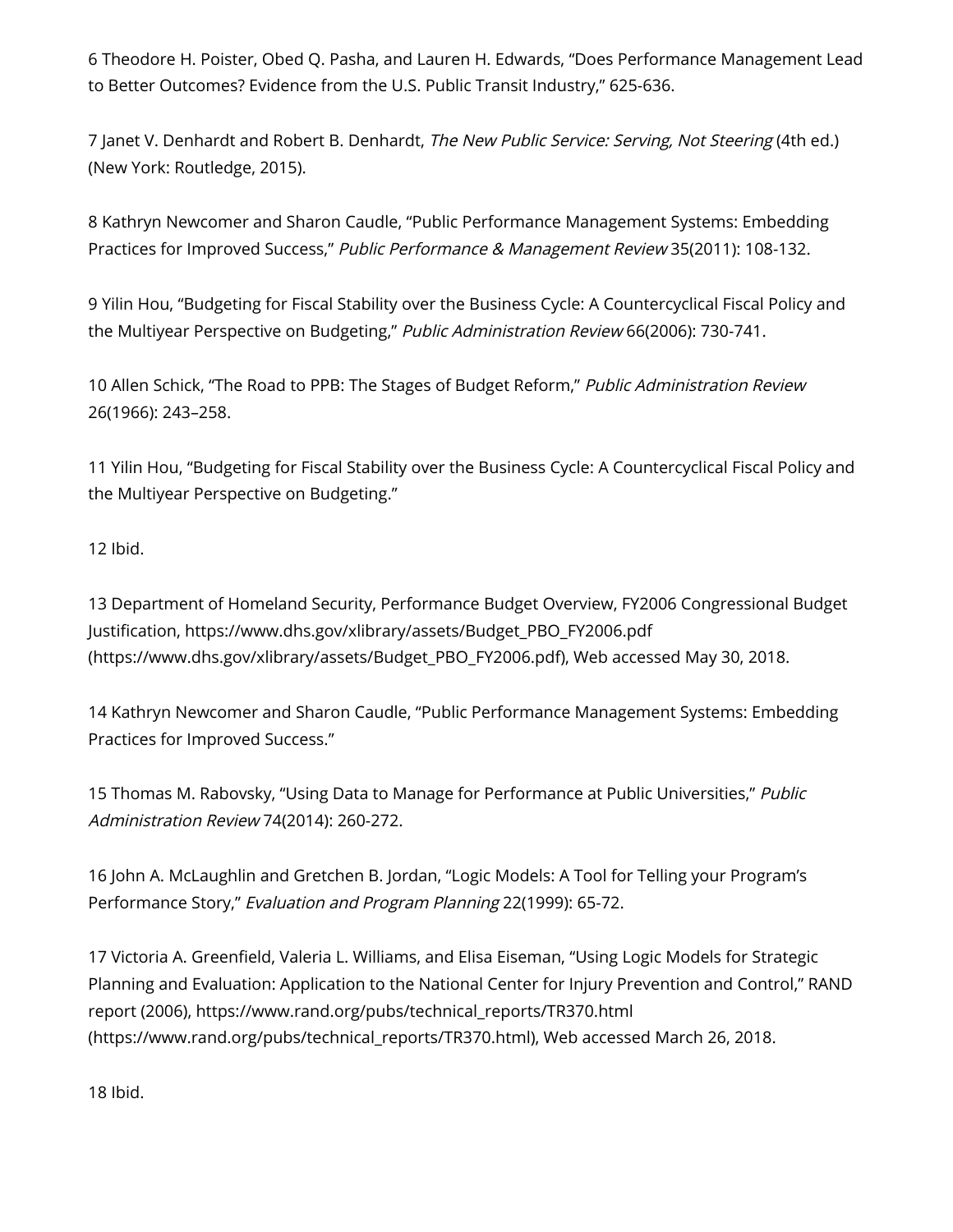6 Theodore H. Poister, Obed Q. Pasha, and Lauren H. Edwards, "Does Performance Management Lead to Better Outcomes? Evidence from the U.S. Public Transit Industry," 625-636.

7 Janet V. Denhardt and Robert B. Denhardt, *The New Public Service: Serving, Not Steering* (4th ed.) (New York: Routledge, 2015).

8 Kathryn Newcomer and Sharon Caudle, "Public Performance Management Systems: Embedding Practices for Improved Success," *Public Performance & Management Review* 35(2011): 108-132.

9 Yilin Hou, "Budgeting for Fiscal Stability over the Business Cycle: A Countercyclical Fiscal Policy and the Multiyear Perspective on Budgeting," *Public Administration Review* 66(2006): 730-741.

10 Allen Schick, "The Road to PPB: The Stages of Budget Reform," *Public Administration Review* 26(1966): 243–258.

11 Yilin Hou, "Budgeting for Fiscal Stability over the Business Cycle: A Countercyclical Fiscal Policy and the Multiyear Perspective on Budgeting."

12 Ibid.

13 Department of Homeland Security, Performance Budget Overview, FY2006 Congressional Budget Justification, https://www.dhs.gov/xlibrary/assets/Budget_PBO_FY2006.pdf (https://www.dhs.gov/xlibrary/assets/Budget_PBO_FY2006.pdf), Web accessed May 30, 2018.

14 Kathryn Newcomer and Sharon Caudle, "Public Performance Management Systems: Embedding Practices for Improved Success."

15 Thomas M. Rabovsky, "Using Data to Manage for Performance at Public Universities," *Public Administration Review* 74(2014): 260-272.

16 John A. McLaughlin and Gretchen B. Jordan, "Logic Models: A Tool for Telling your Program's Performance Story," *Evaluation and Program Planning* 22(1999): 65-72.

17 Victoria A. Greenfield, Valeria L. Williams, and Elisa Eiseman, "Using Logic Models for Strategic Planning and Evaluation: Application to the National Center for Injury Prevention and Control," RAND report (2006), https://www.rand.org/pubs/technical_reports/TR370.html (https://www.rand.org/pubs/technical_reports/TR370.html), Web accessed March 26, 2018.

18 Ibid.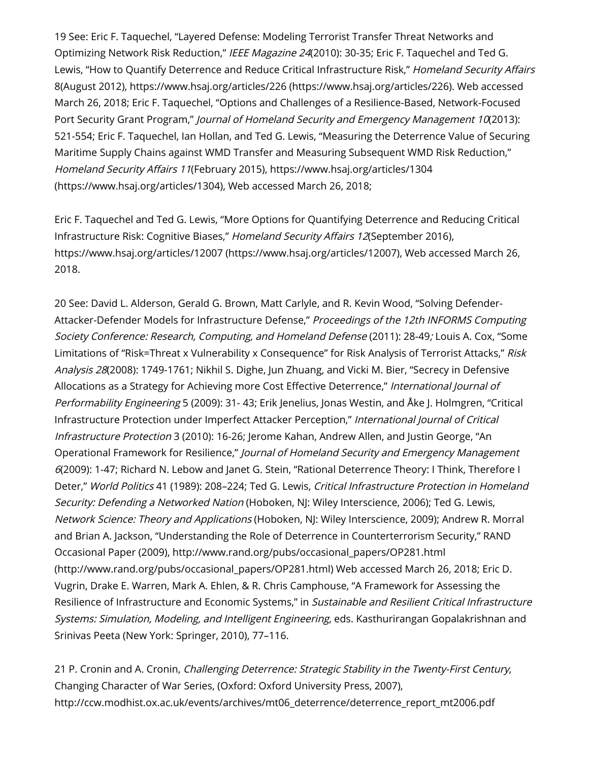19 See: Eric F. Taquechel, “Layered Defense: Modeling Terrorist Transfer Threat Networks and Optimizing Network Risk Reduction,” *IEEE Magazine 24*(2010): 30-35; Eric F. Taquechel and Ted G. Lewis, “How to Quantify Deterrence and Reduce Critical Infrastructure Risk,” *Homeland Security Affairs* 8(August 2012), https://www.hsaj.org/articles/226 (https://www.hsaj.org/articles/226). Web accessed March 26, 2018; Eric F. Taquechel, “Options and Challenges of a Resilience-Based, Network-Focused Port Security Grant Program,” *Journal of Homeland Security and Emergency Management 10*(2013): 521-554; Eric F. Taquechel, Ian Hollan, and Ted G. Lewis, “Measuring the Deterrence Value of Securing Maritime Supply Chains against WMD Transfer and Measuring Subsequent WMD Risk Reduction,” *Homeland Security Affairs 11*(February 2015), https://www.hsaj.org/articles/1304 (https://www.hsaj.org/articles/1304), Web accessed March 26, 2018;

Eric F. Taquechel and Ted G. Lewis, “More Options for Quantifying Deterrence and Reducing Critical Infrastructure Risk: Cognitive Biases,” *Homeland Security Affairs 12*(September 2016), https://www.hsaj.org/articles/12007 (https://www.hsaj.org/articles/12007), Web accessed March 26, 2018.

20 See: David L. Alderson, Gerald G. Brown, Matt Carlyle, and R. Kevin Wood, “Solving Defender-Attacker-Defender Models for Infrastructure Defense,” *Proceedings of the 12th INFORMS Computing Society Conference: Research, Computing, and Homeland Defense* (2011): 28-49*;* Louis A. Cox, “Some Limitations of “Risk=Threat x Vulnerability x Consequence” for Risk Analysis of Terrorist Attacks,” *Risk Analysis 28*(2008): 1749-1761; Nikhil S. Dighe, Jun Zhuang, and Vicki M. Bier, “Secrecy in Defensive Allocations as a Strategy for Achieving more Cost Effective Deterrence,” *International Journal of Performability Engineering* 5 (2009): 31- 43; Erik Jenelius, Jonas Westin, and Åke J. Holmgren, “Critical Infrastructure Protection under Imperfect Attacker Perception,” *International Journal of Critical Infrastructure Protection* 3 (2010): 16-26; Jerome Kahan, Andrew Allen, and Justin George, “An Operational Framework for Resilience,” *Journal of Homeland Security and Emergency Management 6*(2009): 1-47; Richard N. Lebow and Janet G. Stein, “Rational Deterrence Theory: I Think, Therefore I Deter,” *World Politics* 41 (1989): 208–224; Ted G. Lewis, *Critical Infrastructure Protection in Homeland Security: Defending a Networked Nation* (Hoboken, NJ: Wiley Interscience, 2006); Ted G. Lewis, *Network Science: Theory and Applications* (Hoboken, NJ: Wiley Interscience, 2009); Andrew R. Morral and Brian A. Jackson, “Understanding the Role of Deterrence in Counterterrorism Security,” RAND Occasional Paper (2009), http://www.rand.org/pubs/occasional_papers/OP281.html (http://www.rand.org/pubs/occasional_papers/OP281.html) Web accessed March 26, 2018; Eric D. Vugrin, Drake E. Warren, Mark A. Ehlen, & R. Chris Camphouse, “A Framework for Assessing the Resilience of Infrastructure and Economic Systems,” in *Sustainable and Resilient Critical Infrastructure Systems: Simulation, Modeling, and Intelligent Engineering*, eds. Kasthurirangan Gopalakrishnan and Srinivas Peeta (New York: Springer, 2010), 77–116.

21 P. Cronin and A. Cronin, *Challenging Deterrence: Strategic Stability in the Twenty-First Century*, Changing Character of War Series, (Oxford: Oxford University Press, 2007), http://ccw.modhist.ox.ac.uk/events/archives/mt06_deterrence/deterrence_report_mt2006.pdf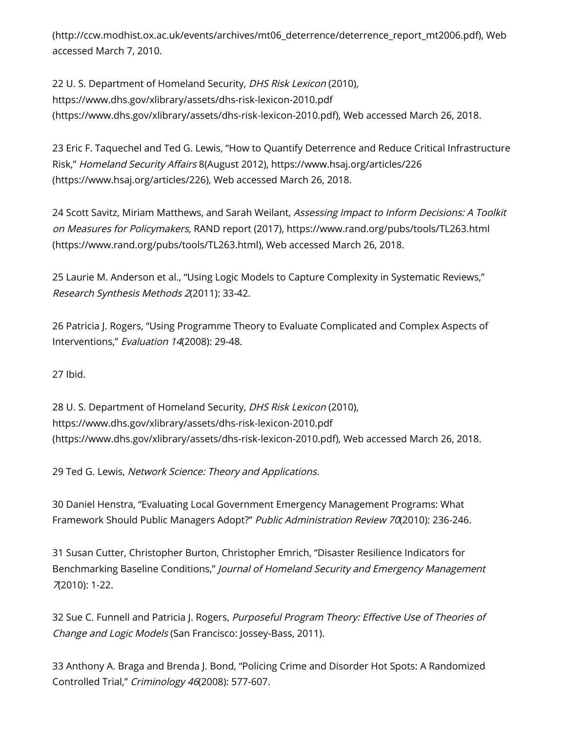(http://ccw.modhist.ox.ac.uk/events/archives/mt06_deterrence/deterrence_report_mt2006.pdf), Web accessed March 7, 2010.

22 U. S. Department of Homeland Security, *DHS Risk Lexicon* (2010), https://www.dhs.gov/xlibrary/assets/dhs-risk-lexicon-2010.pdf (https://www.dhs.gov/xlibrary/assets/dhs-risk-lexicon-2010.pdf), Web accessed March 26, 2018.

23 Eric F. Taquechel and Ted G. Lewis, "How to Quantify Deterrence and Reduce Critical Infrastructure Risk," *Homeland Security Affairs* 8(August 2012), https://www.hsaj.org/articles/226 (https://www.hsaj.org/articles/226), Web accessed March 26, 2018.

24 Scott Savitz, Miriam Matthews, and Sarah Weilant, *Assessing Impact to Inform Decisions: A Toolkit on Measures for Policymakers,* RAND report (2017), https://www.rand.org/pubs/tools/TL263.html (https://www.rand.org/pubs/tools/TL263.html), Web accessed March 26, 2018.

25 Laurie M. Anderson et al., "Using Logic Models to Capture Complexity in Systematic Reviews," *Research Synthesis Methods 2*(2011): 33-42.

26 Patricia J. Rogers, "Using Programme Theory to Evaluate Complicated and Complex Aspects of Interventions," *Evaluation 14*(2008): 29-48.

27 Ibid.

28 U. S. Department of Homeland Security, *DHS Risk Lexicon* (2010), https://www.dhs.gov/xlibrary/assets/dhs-risk-lexicon-2010.pdf (https://www.dhs.gov/xlibrary/assets/dhs-risk-lexicon-2010.pdf), Web accessed March 26, 2018.

29 Ted G. Lewis, *Network Science: Theory and Applications.*

30 Daniel Henstra, "Evaluating Local Government Emergency Management Programs: What Framework Should Public Managers Adopt?" *Public Administration Review 70*(2010): 236-246.

31 Susan Cutter, Christopher Burton, Christopher Emrich, "Disaster Resilience Indicators for Benchmarking Baseline Conditions," *Journal of Homeland Security and Emergency Management 7*(2010): 1-22.

32 Sue C. Funnell and Patricia J. Rogers, *Purposeful Program Theory: Effective Use of Theories of Change and Logic Models* (San Francisco: Jossey-Bass, 2011).

33 Anthony A. Braga and Brenda J. Bond, "Policing Crime and Disorder Hot Spots: A Randomized Controlled Trial," *Criminology 46*(2008): 577-607.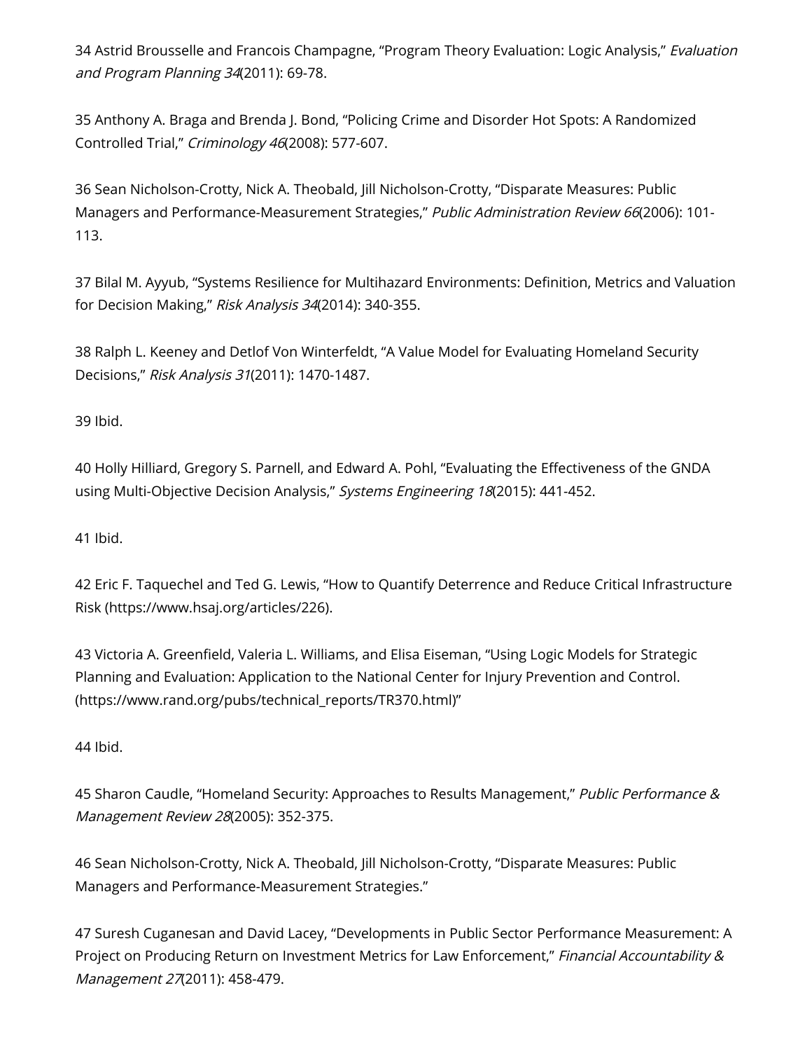34 Astrid Brousselle and Francois Champagne, "Program Theory Evaluation: Logic Analysis," *Evaluation and Program Planning 34*(2011): 69-78.

35 Anthony A. Braga and Brenda J. Bond, "Policing Crime and Disorder Hot Spots: A Randomized Controlled Trial," *Criminology 46*(2008): 577-607.

36 Sean Nicholson-Crotty, Nick A. Theobald, Jill Nicholson-Crotty, "Disparate Measures: Public Managers and Performance-Measurement Strategies," *Public Administration Review 66*(2006): 101-113.

37 Bilal M. Ayyub, "Systems Resilience for Multihazard Environments: Definition, Metrics and Valuation for Decision Making," *Risk Analysis 34*(2014): 340-355.

38 Ralph L. Keeney and Detlof Von Winterfeldt, "A Value Model for Evaluating Homeland Security Decisions," *Risk Analysis 31*(2011): 1470-1487.

39 Ibid.

40 Holly Hilliard, Gregory S. Parnell, and Edward A. Pohl, "Evaluating the Effectiveness of the GNDA using Multi-Objective Decision Analysis," *Systems Engineering 18*(2015): 441-452.

41 Ibid.

42 Eric F. Taquechel and Ted G. Lewis, "How to Quantify Deterrence and Reduce Critical Infrastructure Risk (https://www.hsaj.org/articles/226).

43 Victoria A. Greenfield, Valeria L. Williams, and Elisa Eiseman, "Using Logic Models for Strategic Planning and Evaluation: Application to the National Center for Injury Prevention and Control. (https://www.rand.org/pubs/technical_reports/TR370.html)"

44 Ibid.

45 Sharon Caudle, "Homeland Security: Approaches to Results Management," *Public Performance & Management Review 28*(2005): 352-375.

46 Sean Nicholson-Crotty, Nick A. Theobald, Jill Nicholson-Crotty, "Disparate Measures: Public Managers and Performance-Measurement Strategies."

47 Suresh Cuganesan and David Lacey, "Developments in Public Sector Performance Measurement: A Project on Producing Return on Investment Metrics for Law Enforcement," *Financial Accountability & Management 27*(2011): 458-479.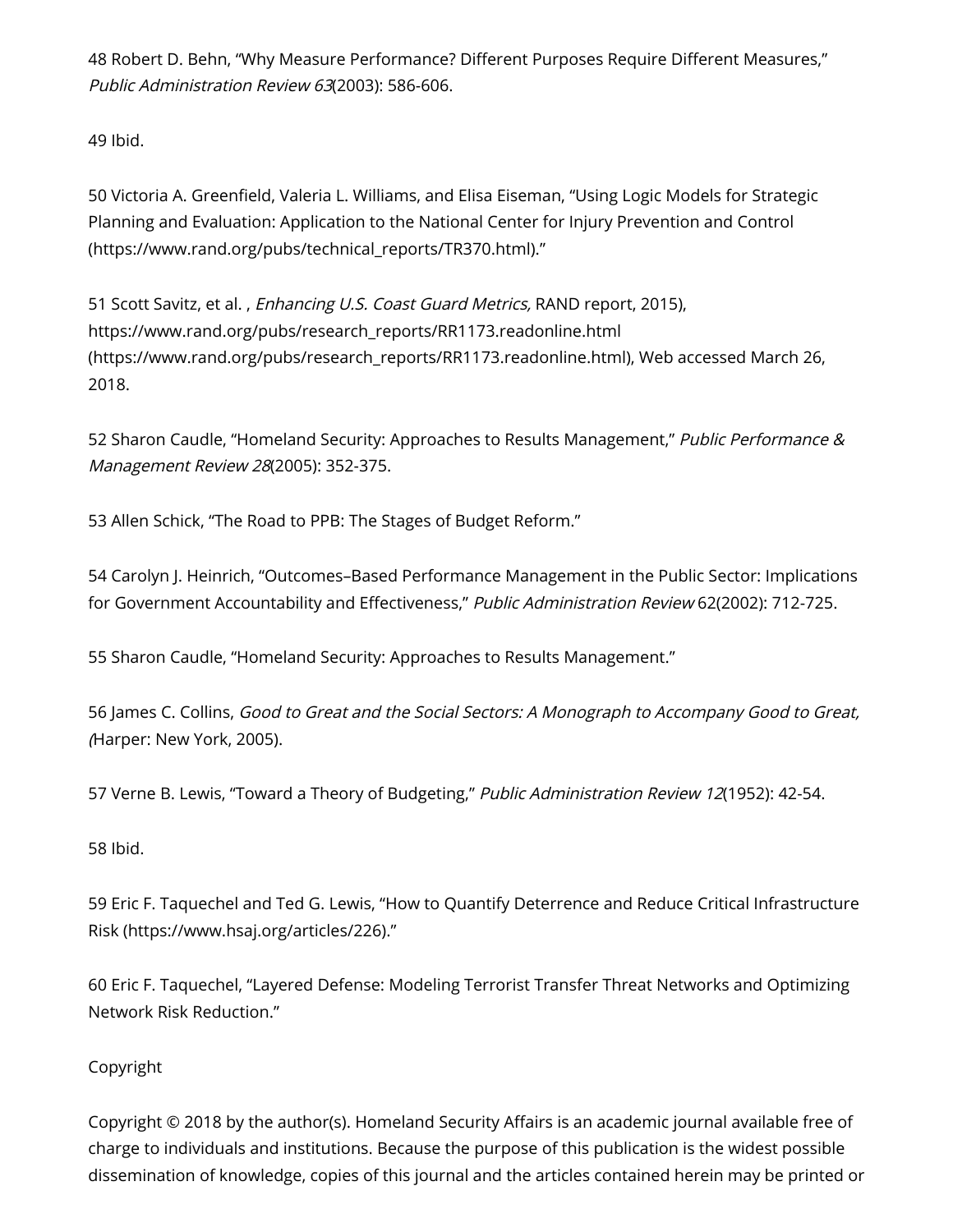48 Robert D. Behn, “Why Measure Performance? Different Purposes Require Different Measures,” *Public Administration Review 63*(2003): 586-606.

49 Ibid.

50 Victoria A. Greenfield, Valeria L. Williams, and Elisa Eiseman, “Using Logic Models for Strategic Planning and Evaluation: Application to the National Center for Injury Prevention and Control (https://www.rand.org/pubs/technical_reports/TR370.html).”

51 Scott Savitz, et al. , *Enhancing U.S. Coast Guard Metrics,* RAND report, 2015), https://www.rand.org/pubs/research_reports/RR1173.readonline.html (https://www.rand.org/pubs/research_reports/RR1173.readonline.html), Web accessed March 26, 2018.

52 Sharon Caudle, “Homeland Security: Approaches to Results Management,” *Public Performance & Management Review 28*(2005): 352-375.

53 Allen Schick, “The Road to PPB: The Stages of Budget Reform.”

54 Carolyn J. Heinrich, “Outcomes–Based Performance Management in the Public Sector: Implications for Government Accountability and Effectiveness,” *Public Administration Review* 62(2002): 712-725.

55 Sharon Caudle, “Homeland Security: Approaches to Results Management.”

56 James C. Collins, *Good to Great and the Social Sectors: A Monograph to Accompany Good to Great, (*Harper: New York, 2005).

57 Verne B. Lewis, “Toward a Theory of Budgeting,” *Public Administration Review 12*(1952): 42-54.

58 Ibid.

59 Eric F. Taquechel and Ted G. Lewis, “How to Quantify Deterrence and Reduce Critical Infrastructure Risk (https://www.hsaj.org/articles/226).”

60 Eric F. Taquechel, “Layered Defense: Modeling Terrorist Transfer Threat Networks and Optimizing Network Risk Reduction.”

Copyright

Copyright © 2018 by the author(s). Homeland Security Affairs is an academic journal available free of charge to individuals and institutions. Because the purpose of this publication is the widest possible dissemination of knowledge, copies of this journal and the articles contained herein may be printed or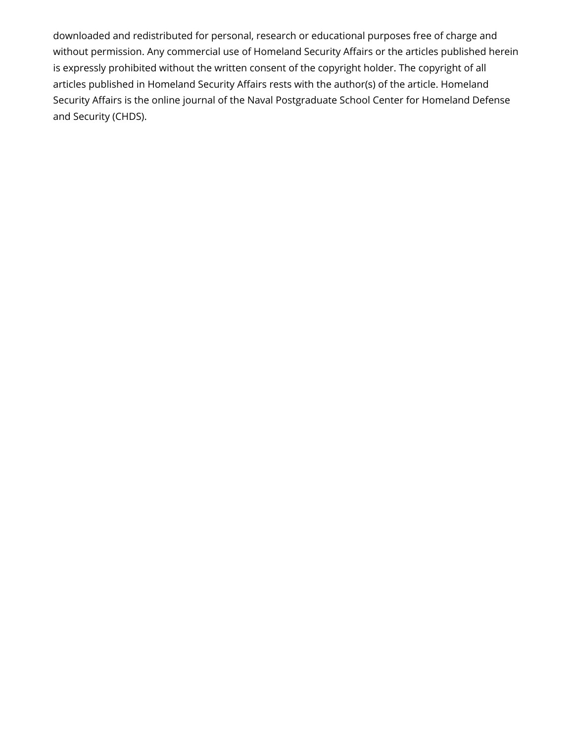downloaded and redistributed for personal, research or educational purposes free of charge and without permission. Any commercial use of Homeland Security Affairs or the articles published herein is expressly prohibited without the written consent of the copyright holder. The copyright of all articles published in Homeland Security Affairs rests with the author(s) of the article. Homeland Security Affairs is the online journal of the Naval Postgraduate School Center for Homeland Defense and Security (CHDS).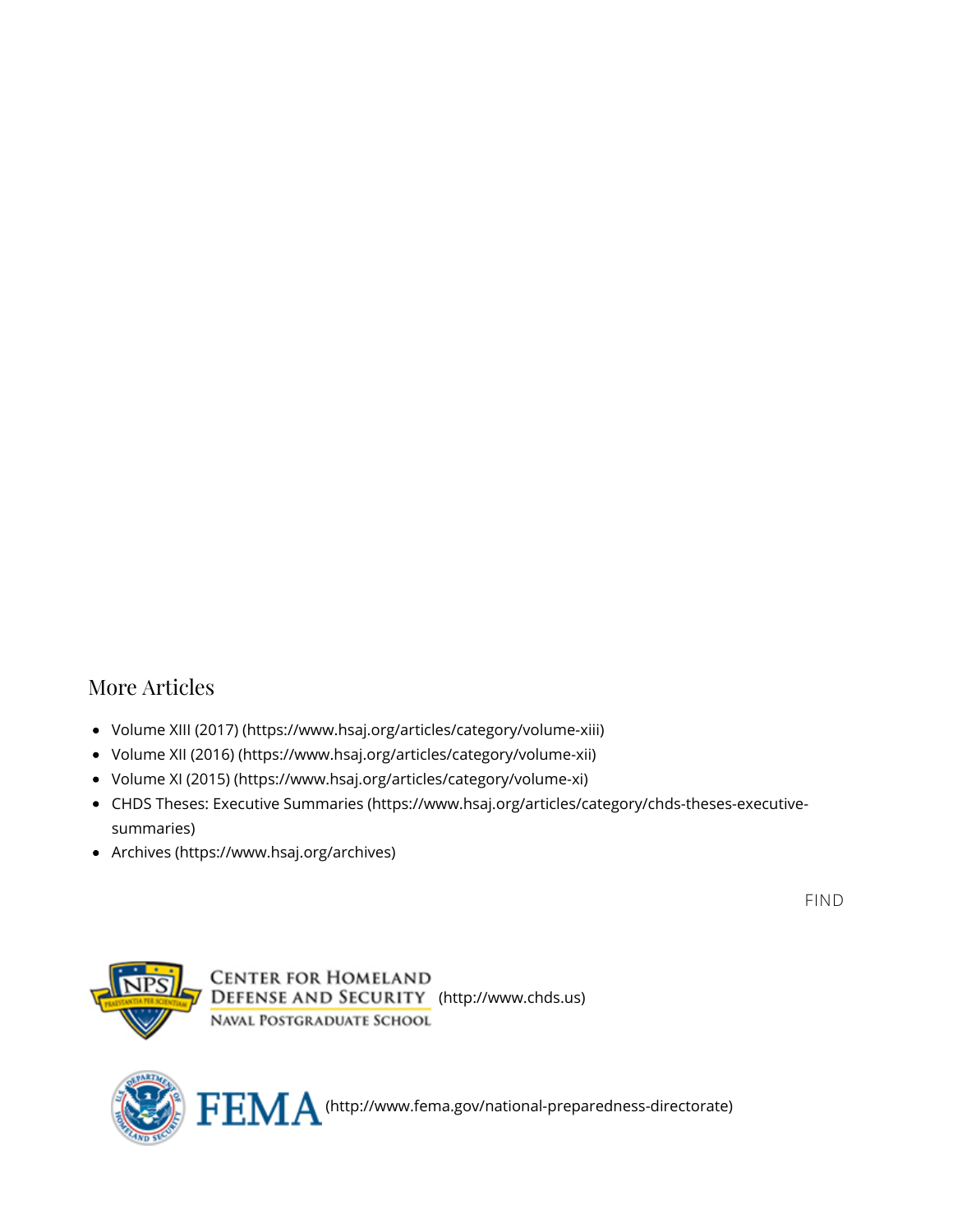## More Articles

- Volume XIII (2017) (https://www.hsaj.org/articles/category/volume-xiii)
- Volume XII (2016) (https://www.hsaj.org/articles/category/volume-xii)
- Volume XI (2015) (https://www.hsaj.org/articles/category/volume-xi)
- CHDS Theses: Executive Summaries (https://www.hsaj.org/articles/category/chds-theses-executive-summaries)
- Archives (https://www.hsaj.org/archives)

FIND

CENTER FOR HOMELAND DEFENSE AND SECURITY NAVAL POSTGRADUATE SCHOOL (http://www.chds.us)

FEMA (http://www.fema.gov/national-preparedness-directorate)